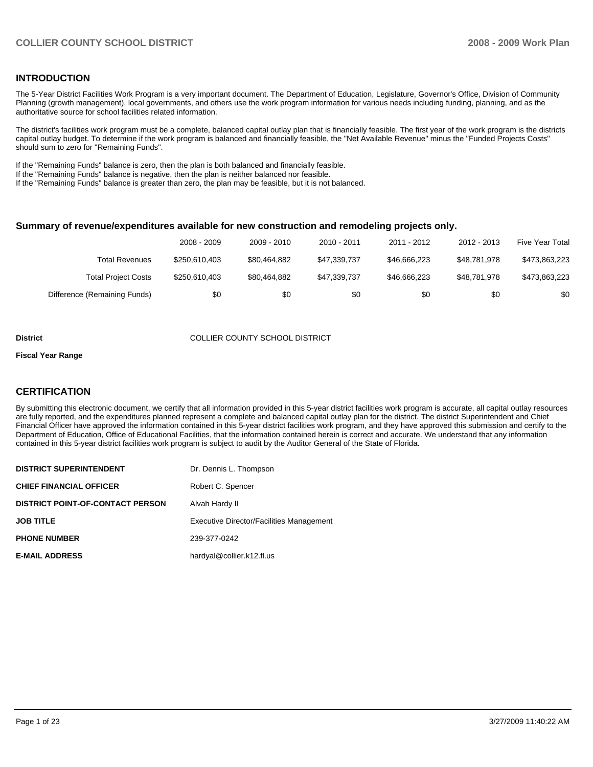## INTRODUCTION

The 5-Year District Facilities Work Program is a very important document. The Department of Education, Legislature, Governor's Office, Division of Community Planning (growth management), local governments, and others use the work program information for various needs including funding, planning, and as the authoritative source for school facilities related information.

The district's facilities work program must be a complete, balanced capital outlay plan that is financially feasible. The first year of the work program is the districts capital outlay budget. To determine if the work program is balanced and financially feasible, the "Net Available Revenue" minus the "Funded Projects Costs" should sum to zero for "Remaining Funds".

If the "Remaining Funds" balance is zero, then the plan is both balanced and financially feasible.
If the "Remaining Funds" balance is negative, then the plan is neither balanced nor feasible.
If the "Remaining Funds" balance is greater than zero, the plan may be feasible, but it is not balanced.

### Summary of revenue/expenditures available for new construction and remodeling projects only.

| | 2008 - 2009 | 2009 - 2010 | 2010 - 2011 | 2011 - 2012 | 2012 - 2013 | Five Year Total |
|---|---|---|---|---|---|---|
| Total Revenues | $250,610,403 | $80,464,882 | $47,339,737 | $46,666,223 | $48,781,978 | $473,863,223 |
| Total Project Costs | $250,610,403 | $80,464,882 | $47,339,737 | $46,666,223 | $48,781,978 | $473,863,223 |
| Difference (Remaining Funds) | $0 | $0 | $0 | $0 | $0 | $0 |

**District** COLLIER COUNTY SCHOOL DISTRICT

**Fiscal Year Range**

## CERTIFICATION

By submitting this electronic document, we certify that all information provided in this 5-year district facilities work program is accurate, all capital outlay resources are fully reported, and the expenditures planned represent a complete and balanced capital outlay plan for the district. The district Superintendent and Chief Financial Officer have approved the information contained in this 5-year district facilities work program, and they have approved this submission and certify to the Department of Education, Office of Educational Facilities, that the information contained herein is correct and accurate. We understand that any information contained in this 5-year district facilities work program is subject to audit by the Auditor General of the State of Florida.

| | |
|---|---|
| **DISTRICT SUPERINTENDENT** | Dr. Dennis L. Thompson |
| **CHIEF FINANCIAL OFFICER** | Robert C. Spencer |
| **DISTRICT POINT-OF-CONTACT PERSON** | Alvah Hardy II |
| **JOB TITLE** | Executive Director/Facilities Management |
| **PHONE NUMBER** | 239-377-0242 |
| **E-MAIL ADDRESS** | hardyal@collier.k12.fl.us |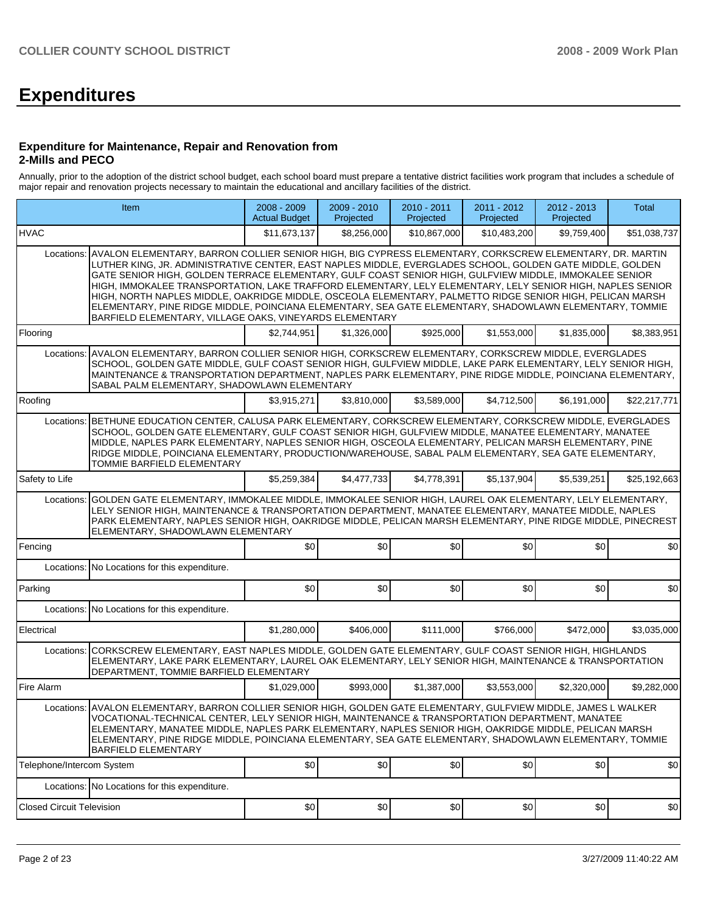# Expenditures

### Expenditure for Maintenance, Repair and Renovation from 2-Mills and PECO

Annually, prior to the adoption of the district school budget, each school board must prepare a tentative district facilities work program that includes a schedule of major repair and renovation projects necessary to maintain the educational and ancillary facilities of the district.

| Item | | 2008 - 2009 Actual Budget | 2009 - 2010 Projected | 2010 - 2011 Projected | 2011 - 2012 Projected | 2012 - 2013 Projected | Total |
|---|---|---|---|---|---|---|---|
| HVAC | | $11,673,137 | $8,256,000 | $10,867,000 | $10,483,200 | $9,759,400 | $51,038,737 |
| Locations: | AVALON ELEMENTARY, BARRON COLLIER SENIOR HIGH, BIG CYPRESS ELEMENTARY, CORKSCREW ELEMENTARY, DR. MARTIN LUTHER KING, JR. ADMINISTRATIVE CENTER, EAST NAPLES MIDDLE, EVERGLADES SCHOOL, GOLDEN GATE MIDDLE, GOLDEN GATE SENIOR HIGH, GOLDEN TERRACE ELEMENTARY, GULF COAST SENIOR HIGH, GULFVIEW MIDDLE, IMMOKALEE SENIOR HIGH, IMMOKALEE TRANSPORTATION, LAKE TRAFFORD ELEMENTARY, LELY ELEMENTARY, LELY SENIOR HIGH, NAPLES SENIOR HIGH, NORTH NAPLES MIDDLE, OAKRIDGE MIDDLE, OSCEOLA ELEMENTARY, PALMETTO RIDGE SENIOR HIGH, PELICAN MARSH ELEMENTARY, PINE RIDGE MIDDLE, POINCIANA ELEMENTARY, SEA GATE ELEMENTARY, SHADOWLAWN ELEMENTARY, TOMMIE BARFIELD ELEMENTARY, VILLAGE OAKS, VINEYARDS ELEMENTARY | | | | | | |
| Flooring | | $2,744,951 | $1,326,000 | $925,000 | $1,553,000 | $1,835,000 | $8,383,951 |
| Locations: | AVALON ELEMENTARY, BARRON COLLIER SENIOR HIGH, CORKSCREW ELEMENTARY, CORKSCREW MIDDLE, EVERGLADES SCHOOL, GOLDEN GATE MIDDLE, GULF COAST SENIOR HIGH, GULFVIEW MIDDLE, LAKE PARK ELEMENTARY, LELY SENIOR HIGH, MAINTENANCE & TRANSPORTATION DEPARTMENT, NAPLES PARK ELEMENTARY, PINE RIDGE MIDDLE, POINCIANA ELEMENTARY, SABAL PALM ELEMENTARY, SHADOWLAWN ELEMENTARY | | | | | | |
| Roofing | | $3,915,271 | $3,810,000 | $3,589,000 | $4,712,500 | $6,191,000 | $22,217,771 |
| Locations: | BETHUNE EDUCATION CENTER, CALUSA PARK ELEMENTARY, CORKSCREW ELEMENTARY, CORKSCREW MIDDLE, EVERGLADES SCHOOL, GOLDEN GATE ELEMENTARY, GULF COAST SENIOR HIGH, GULFVIEW MIDDLE, MANATEE ELEMENTARY, MANATEE MIDDLE, NAPLES PARK ELEMENTARY, NAPLES SENIOR HIGH, OSCEOLA ELEMENTARY, PELICAN MARSH ELEMENTARY, PINE RIDGE MIDDLE, POINCIANA ELEMENTARY, PRODUCTION/WAREHOUSE, SABAL PALM ELEMENTARY, SEA GATE ELEMENTARY, TOMMIE BARFIELD ELEMENTARY | | | | | | |
| Safety to Life | | $5,259,384 | $4,477,733 | $4,778,391 | $5,137,904 | $5,539,251 | $25,192,663 |
| Locations: | GOLDEN GATE ELEMENTARY, IMMOKALEE MIDDLE, IMMOKALEE SENIOR HIGH, LAUREL OAK ELEMENTARY, LELY ELEMENTARY, LELY SENIOR HIGH, MAINTENANCE & TRANSPORTATION DEPARTMENT, MANATEE ELEMENTARY, MANATEE MIDDLE, NAPLES PARK ELEMENTARY, NAPLES SENIOR HIGH, OAKRIDGE MIDDLE, PELICAN MARSH ELEMENTARY, PINE RIDGE MIDDLE, PINECREST ELEMENTARY, SHADOWLAWN ELEMENTARY | | | | | | |
| Fencing | | $0 | $0 | $0 | $0 | $0 | $0 |
| Locations: | No Locations for this expenditure. | | | | | | |
| Parking | | $0 | $0 | $0 | $0 | $0 | $0 |
| Locations: | No Locations for this expenditure. | | | | | | |
| Electrical | | $1,280,000 | $406,000 | $111,000 | $766,000 | $472,000 | $3,035,000 |
| Locations: | CORKSCREW ELEMENTARY, EAST NAPLES MIDDLE, GOLDEN GATE ELEMENTARY, GULF COAST SENIOR HIGH, HIGHLANDS ELEMENTARY, LAKE PARK ELEMENTARY, LAUREL OAK ELEMENTARY, LELY SENIOR HIGH, MAINTENANCE & TRANSPORTATION DEPARTMENT, TOMMIE BARFIELD ELEMENTARY | | | | | | |
| Fire Alarm | | $1,029,000 | $993,000 | $1,387,000 | $3,553,000 | $2,320,000 | $9,282,000 |
| Locations: | AVALON ELEMENTARY, BARRON COLLIER SENIOR HIGH, GOLDEN GATE ELEMENTARY, GULFVIEW MIDDLE, JAMES L WALKER VOCATIONAL-TECHNICAL CENTER, LELY SENIOR HIGH, MAINTENANCE & TRANSPORTATION DEPARTMENT, MANATEE ELEMENTARY, MANATEE MIDDLE, NAPLES PARK ELEMENTARY, NAPLES SENIOR HIGH, OAKRIDGE MIDDLE, PELICAN MARSH ELEMENTARY, PINE RIDGE MIDDLE, POINCIANA ELEMENTARY, SEA GATE ELEMENTARY, SHADOWLAWN ELEMENTARY, TOMMIE BARFIELD ELEMENTARY | | | | | | |
| Telephone/Intercom System | | $0 | $0 | $0 | $0 | $0 | $0 |
| Locations: | No Locations for this expenditure. | | | | | | |
| Closed Circuit Television | | $0 | $0 | $0 | $0 | $0 | $0 |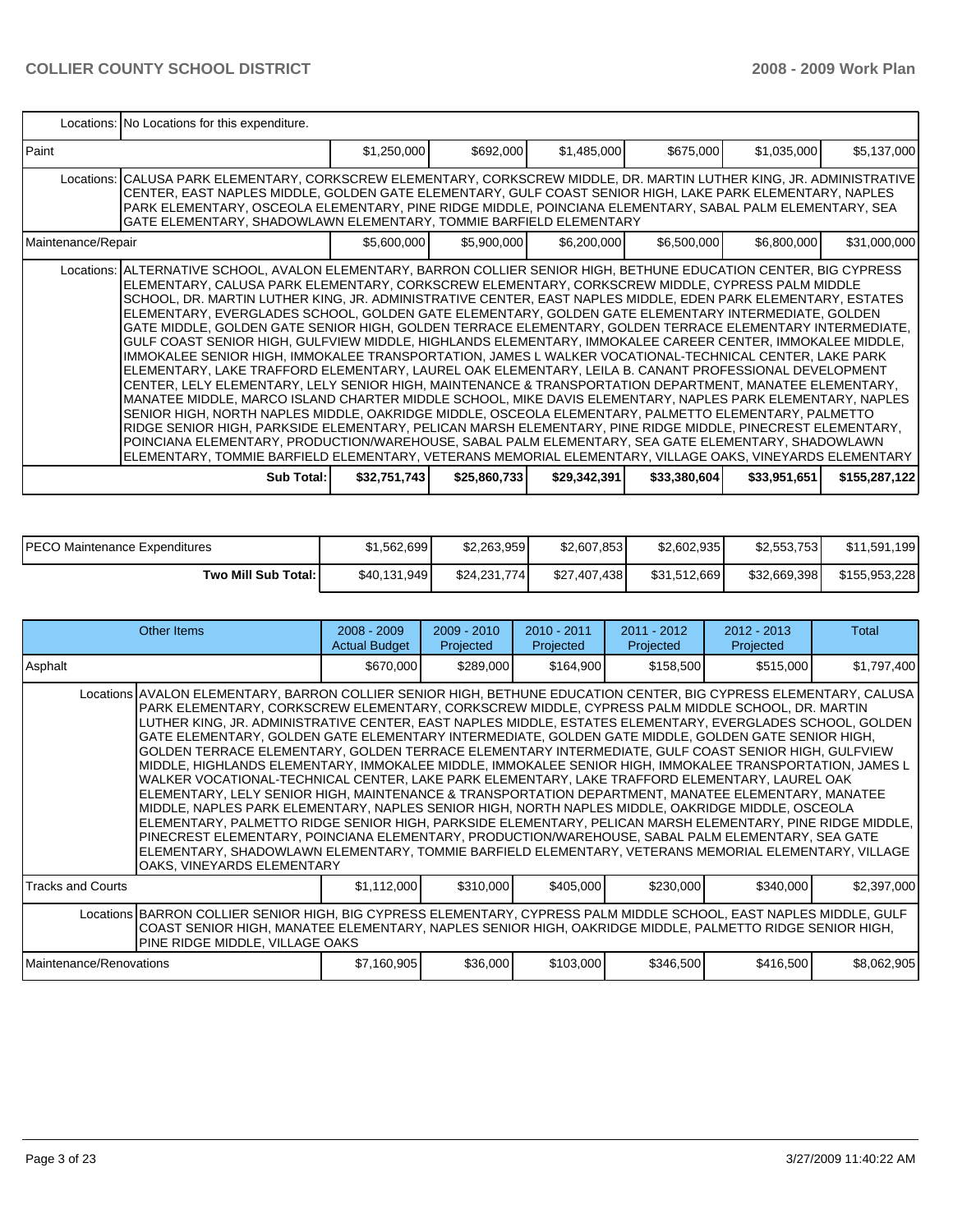| | | | | | | |
|---|---|---|---|---|---|---|
| Locations: | No Locations for this expenditure. | | | | | |
| Paint | $1,250,000 | $692,000 | $1,485,000 | $675,000 | $1,035,000 | $5,137,000 |
| Locations: | CALUSA PARK ELEMENTARY, CORKSCREW ELEMENTARY, CORKSCREW MIDDLE, DR. MARTIN LUTHER KING, JR. ADMINISTRATIVE CENTER, EAST NAPLES MIDDLE, GOLDEN GATE ELEMENTARY, GULF COAST SENIOR HIGH, LAKE PARK ELEMENTARY, NAPLES PARK ELEMENTARY, OSCEOLA ELEMENTARY, PINE RIDGE MIDDLE, POINCIANA ELEMENTARY, SABAL PALM ELEMENTARY, SEA GATE ELEMENTARY, SHADOWLAWN ELEMENTARY, TOMMIE BARFIELD ELEMENTARY | | | | | |
| Maintenance/Repair | $5,600,000 | $5,900,000 | $6,200,000 | $6,500,000 | $6,800,000 | $31,000,000 |
| Locations: | ALTERNATIVE SCHOOL, AVALON ELEMENTARY, BARRON COLLIER SENIOR HIGH, BETHUNE EDUCATION CENTER, BIG CYPRESS ELEMENTARY, CALUSA PARK ELEMENTARY, CORKSCREW ELEMENTARY, CORKSCREW MIDDLE, CYPRESS PALM MIDDLE SCHOOL, DR. MARTIN LUTHER KING, JR. ADMINISTRATIVE CENTER, EAST NAPLES MIDDLE, EDEN PARK ELEMENTARY, ESTATES ELEMENTARY, EVERGLADES SCHOOL, GOLDEN GATE ELEMENTARY, GOLDEN GATE ELEMENTARY INTERMEDIATE, GOLDEN GATE MIDDLE, GOLDEN GATE SENIOR HIGH, GOLDEN TERRACE ELEMENTARY, GOLDEN TERRACE ELEMENTARY INTERMEDIATE, GULF COAST SENIOR HIGH, GULFVIEW MIDDLE, HIGHLANDS ELEMENTARY, IMMOKALEE CAREER CENTER, IMMOKALEE MIDDLE, IMMOKALEE SENIOR HIGH, IMMOKALEE TRANSPORTATION, JAMES L WALKER VOCATIONAL-TECHNICAL CENTER, LAKE PARK ELEMENTARY, LAKE TRAFFORD ELEMENTARY, LAUREL OAK ELEMENTARY, LEILA B. CANANT PROFESSIONAL DEVELOPMENT CENTER, LELY ELEMENTARY, LELY SENIOR HIGH, MAINTENANCE & TRANSPORTATION DEPARTMENT, MANATEE ELEMENTARY, MANATEE MIDDLE, MARCO ISLAND CHARTER MIDDLE SCHOOL, MIKE DAVIS ELEMENTARY, NAPLES PARK ELEMENTARY, NAPLES SENIOR HIGH, NORTH NAPLES MIDDLE, OAKRIDGE MIDDLE, OSCEOLA ELEMENTARY, PALMETTO ELEMENTARY, PALMETTO RIDGE SENIOR HIGH, PARKSIDE ELEMENTARY, PELICAN MARSH ELEMENTARY, PINE RIDGE MIDDLE, PINECREST ELEMENTARY, POINCIANA ELEMENTARY, PRODUCTION/WAREHOUSE, SABAL PALM ELEMENTARY, SEA GATE ELEMENTARY, SHADOWLAWN ELEMENTARY, TOMMIE BARFIELD ELEMENTARY, VETERANS MEMORIAL ELEMENTARY, VILLAGE OAKS, VINEYARDS ELEMENTARY | | | | | |
| **Sub Total:** | **$32,751,743** | **$25,860,733** | **$29,342,391** | **$33,380,604** | **$33,951,651** | **$155,287,122** |

| | | | | | | |
|---|---|---|---|---|---|---|
| PECO Maintenance Expenditures | $1,562,699 | $2,263,959 | $2,607,853 | $2,602,935 | $2,553,753 | $11,591,199 |
| **Two Mill Sub Total:** | $40,131,949 | $24,231,774 | $27,407,438 | $31,512,669 | $32,669,398 | $155,953,228 |

| Other Items | 2008 - 2009 Actual Budget | 2009 - 2010 Projected | 2010 - 2011 Projected | 2011 - 2012 Projected | 2012 - 2013 Projected | Total |
|---|---|---|---|---|---|---|
| Asphalt | $670,000 | $289,000 | $164,900 | $158,500 | $515,000 | $1,797,400 |
| Locations | AVALON ELEMENTARY, BARRON COLLIER SENIOR HIGH, BETHUNE EDUCATION CENTER, BIG CYPRESS ELEMENTARY, CALUSA PARK ELEMENTARY, CORKSCREW ELEMENTARY, CORKSCREW MIDDLE, CYPRESS PALM MIDDLE SCHOOL, DR. MARTIN LUTHER KING, JR. ADMINISTRATIVE CENTER, EAST NAPLES MIDDLE, ESTATES ELEMENTARY, EVERGLADES SCHOOL, GOLDEN GATE ELEMENTARY, GOLDEN GATE ELEMENTARY INTERMEDIATE, GOLDEN GATE MIDDLE, GOLDEN GATE SENIOR HIGH, GOLDEN TERRACE ELEMENTARY, GOLDEN TERRACE ELEMENTARY INTERMEDIATE, GULF COAST SENIOR HIGH, GULFVIEW MIDDLE, HIGHLANDS ELEMENTARY, IMMOKALEE MIDDLE, IMMOKALEE SENIOR HIGH, IMMOKALEE TRANSPORTATION, JAMES L WALKER VOCATIONAL-TECHNICAL CENTER, LAKE PARK ELEMENTARY, LAKE TRAFFORD ELEMENTARY, LAUREL OAK ELEMENTARY, LELY SENIOR HIGH, MAINTENANCE & TRANSPORTATION DEPARTMENT, MANATEE ELEMENTARY, MANATEE MIDDLE, NAPLES PARK ELEMENTARY, NAPLES SENIOR HIGH, NORTH NAPLES MIDDLE, OAKRIDGE MIDDLE, OSCEOLA ELEMENTARY, PALMETTO RIDGE SENIOR HIGH, PARKSIDE ELEMENTARY, PELICAN MARSH ELEMENTARY, PINE RIDGE MIDDLE, PINECREST ELEMENTARY, POINCIANA ELEMENTARY, PRODUCTION/WAREHOUSE, SABAL PALM ELEMENTARY, SEA GATE ELEMENTARY, SHADOWLAWN ELEMENTARY, TOMMIE BARFIELD ELEMENTARY, VETERANS MEMORIAL ELEMENTARY, VILLAGE OAKS, VINEYARDS ELEMENTARY | | | | | |
| Tracks and Courts | $1,112,000 | $310,000 | $405,000 | $230,000 | $340,000 | $2,397,000 |
| Locations | BARRON COLLIER SENIOR HIGH, BIG CYPRESS ELEMENTARY, CYPRESS PALM MIDDLE SCHOOL, EAST NAPLES MIDDLE, GULF COAST SENIOR HIGH, MANATEE ELEMENTARY, NAPLES SENIOR HIGH, OAKRIDGE MIDDLE, PALMETTO RIDGE SENIOR HIGH, PINE RIDGE MIDDLE, VILLAGE OAKS | | | | | |
| Maintenance/Renovations | $7,160,905 | $36,000 | $103,000 | $346,500 | $416,500 | $8,062,905 |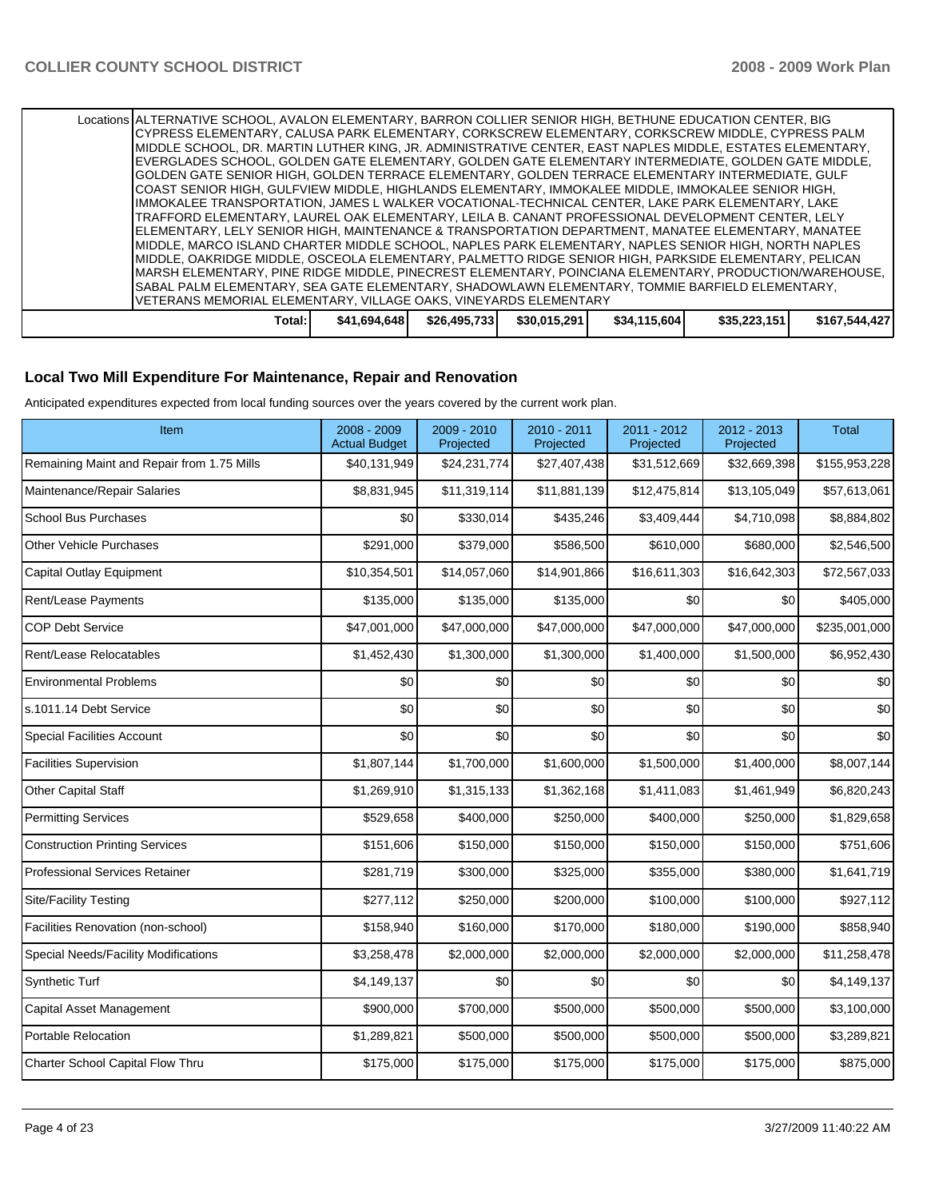| Locations | ALTERNATIVE SCHOOL, AVALON ELEMENTARY, BARRON COLLIER SENIOR HIGH, BETHUNE EDUCATION CENTER, BIG CYPRESS ELEMENTARY, CALUSA PARK ELEMENTARY, CORKSCREW ELEMENTARY, CORKSCREW MIDDLE, CYPRESS PALM MIDDLE SCHOOL, DR. MARTIN LUTHER KING, JR. ADMINISTRATIVE CENTER, EAST NAPLES MIDDLE, ESTATES ELEMENTARY, EVERGLADES SCHOOL, GOLDEN GATE ELEMENTARY, GOLDEN GATE ELEMENTARY INTERMEDIATE, GOLDEN GATE MIDDLE, GOLDEN GATE SENIOR HIGH, GOLDEN TERRACE ELEMENTARY, GOLDEN TERRACE ELEMENTARY INTERMEDIATE, GULF COAST SENIOR HIGH, GULFVIEW MIDDLE, HIGHLANDS ELEMENTARY, IMMOKALEE MIDDLE, IMMOKALEE SENIOR HIGH, IMMOKALEE TRANSPORTATION, JAMES L WALKER VOCATIONAL-TECHNICAL CENTER, LAKE PARK ELEMENTARY, LAKE TRAFFORD ELEMENTARY, LAUREL OAK ELEMENTARY, LEILA B. CANANT PROFESSIONAL DEVELOPMENT CENTER, LELY ELEMENTARY, LELY SENIOR HIGH, MAINTENANCE & TRANSPORTATION DEPARTMENT, MANATEE ELEMENTARY, MANATEE MIDDLE, MARCO ISLAND CHARTER MIDDLE SCHOOL, NAPLES PARK ELEMENTARY, NAPLES SENIOR HIGH, NORTH NAPLES MIDDLE, OAKRIDGE MIDDLE, OSCEOLA ELEMENTARY, PALMETTO RIDGE SENIOR HIGH, PARKSIDE ELEMENTARY, PELICAN MARSH ELEMENTARY, PINE RIDGE MIDDLE, PINECREST ELEMENTARY, POINCIANA ELEMENTARY, PRODUCTION/WAREHOUSE, SABAL PALM ELEMENTARY, SEA GATE ELEMENTARY, SHADOWLAWN ELEMENTARY, TOMMIE BARFIELD ELEMENTARY, VETERANS MEMORIAL ELEMENTARY, VILLAGE OAKS, VINEYARDS ELEMENTARY | | | | | |
|---|---|---|---|---|---|---|
| Total: | | $41,694,648 | $26,495,733 | $30,015,291 | $34,115,604 | $35,223,151 | $167,544,427 |

## Local Two Mill Expenditure For Maintenance, Repair and Renovation

Anticipated expenditures expected from local funding sources over the years covered by the current work plan.

| Item | 2008 - 2009 Actual Budget | 2009 - 2010 Projected | 2010 - 2011 Projected | 2011 - 2012 Projected | 2012 - 2013 Projected | Total |
|---|---|---|---|---|---|---|
| Remaining Maint and Repair from 1.75 Mills | $40,131,949 | $24,231,774 | $27,407,438 | $31,512,669 | $32,669,398 | $155,953,228 |
| Maintenance/Repair Salaries | $8,831,945 | $11,319,114 | $11,881,139 | $12,475,814 | $13,105,049 | $57,613,061 |
| School Bus Purchases | $0 | $330,014 | $435,246 | $3,409,444 | $4,710,098 | $8,884,802 |
| Other Vehicle Purchases | $291,000 | $379,000 | $586,500 | $610,000 | $680,000 | $2,546,500 |
| Capital Outlay Equipment | $10,354,501 | $14,057,060 | $14,901,866 | $16,611,303 | $16,642,303 | $72,567,033 |
| Rent/Lease Payments | $135,000 | $135,000 | $135,000 | $0 | $0 | $405,000 |
| COP Debt Service | $47,001,000 | $47,000,000 | $47,000,000 | $47,000,000 | $47,000,000 | $235,001,000 |
| Rent/Lease Relocatables | $1,452,430 | $1,300,000 | $1,300,000 | $1,400,000 | $1,500,000 | $6,952,430 |
| Environmental Problems | $0 | $0 | $0 | $0 | $0 | $0 |
| s.1011.14 Debt Service | $0 | $0 | $0 | $0 | $0 | $0 |
| Special Facilities Account | $0 | $0 | $0 | $0 | $0 | $0 |
| Facilities Supervision | $1,807,144 | $1,700,000 | $1,600,000 | $1,500,000 | $1,400,000 | $8,007,144 |
| Other Capital Staff | $1,269,910 | $1,315,133 | $1,362,168 | $1,411,083 | $1,461,949 | $6,820,243 |
| Permitting Services | $529,658 | $400,000 | $250,000 | $400,000 | $250,000 | $1,829,658 |
| Construction Printing Services | $151,606 | $150,000 | $150,000 | $150,000 | $150,000 | $751,606 |
| Professional Services Retainer | $281,719 | $300,000 | $325,000 | $355,000 | $380,000 | $1,641,719 |
| Site/Facility Testing | $277,112 | $250,000 | $200,000 | $100,000 | $100,000 | $927,112 |
| Facilities Renovation (non-school) | $158,940 | $160,000 | $170,000 | $180,000 | $190,000 | $858,940 |
| Special Needs/Facility Modifications | $3,258,478 | $2,000,000 | $2,000,000 | $2,000,000 | $2,000,000 | $11,258,478 |
| Synthetic Turf | $4,149,137 | $0 | $0 | $0 | $0 | $4,149,137 |
| Capital Asset Management | $900,000 | $700,000 | $500,000 | $500,000 | $500,000 | $3,100,000 |
| Portable Relocation | $1,289,821 | $500,000 | $500,000 | $500,000 | $500,000 | $3,289,821 |
| Charter School Capital Flow Thru | $175,000 | $175,000 | $175,000 | $175,000 | $175,000 | $875,000 |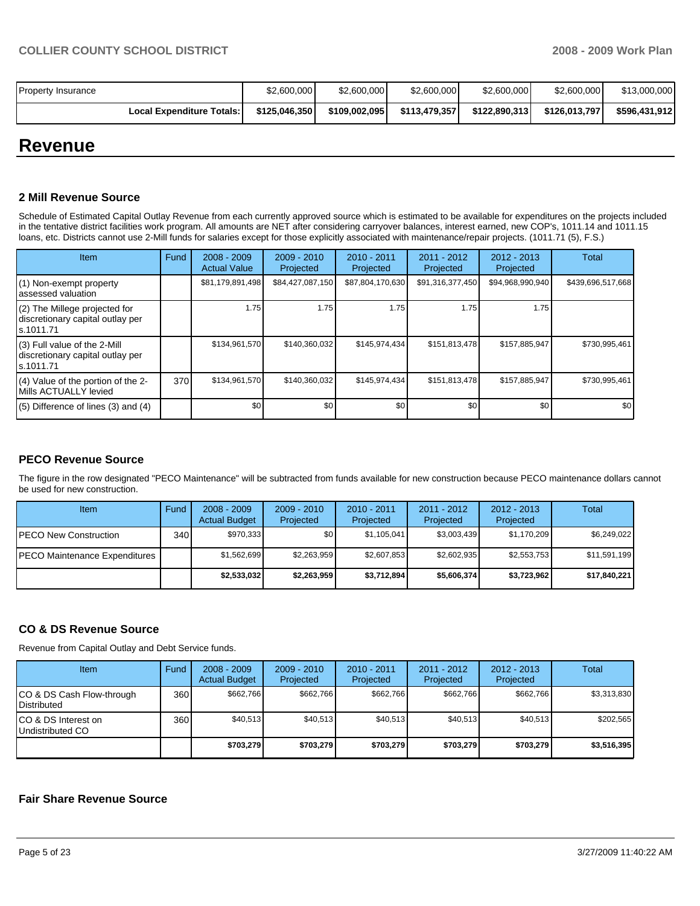| Property Insurance | $2,600,000 | $2,600,000 | $2,600,000 | $2,600,000 | $2,600,000 | $13,000,000 |
|---|---|---|---|---|---|---|
| **Local Expenditure Totals:** | **$125,046,350** | **$109,002,095** | **$113,479,357** | **$122,890,313** | **$126,013,797** | **$596,431,912** |

# Revenue

### 2 Mill Revenue Source

Schedule of Estimated Capital Outlay Revenue from each currently approved source which is estimated to be available for expenditures on the projects included in the tentative district facilities work program. All amounts are NET after considering carryover balances, interest earned, new COP's, 1011.14 and 1011.15 loans, etc. Districts cannot use 2-Mill funds for salaries except for those explicitly associated with maintenance/repair projects. (1011.71 (5), F.S.)

| Item | Fund | 2008 - 2009 Actual Value | 2009 - 2010 Projected | 2010 - 2011 Projected | 2011 - 2012 Projected | 2012 - 2013 Projected | Total |
|---|---|---|---|---|---|---|---|
| (1) Non-exempt property assessed valuation | | $81,179,891,498 | $84,427,087,150 | $87,804,170,630 | $91,316,377,450 | $94,968,990,940 | $439,696,517,668 |
| (2) The Millege projected for discretionary capital outlay per s.1011.71 | | 1.75 | 1.75 | 1.75 | 1.75 | 1.75 | |
| (3) Full value of the 2-Mill discretionary capital outlay per s.1011.71 | | $134,961,570 | $140,360,032 | $145,974,434 | $151,813,478 | $157,885,947 | $730,995,461 |
| (4) Value of the portion of the 2-Mills ACTUALLY levied | 370 | $134,961,570 | $140,360,032 | $145,974,434 | $151,813,478 | $157,885,947 | $730,995,461 |
| (5) Difference of lines (3) and (4) | | $0 | $0 | $0 | $0 | $0 | $0 |

### PECO Revenue Source

The figure in the row designated "PECO Maintenance" will be subtracted from funds available for new construction because PECO maintenance dollars cannot be used for new construction.

| Item | Fund | 2008 - 2009 Actual Budget | 2009 - 2010 Projected | 2010 - 2011 Projected | 2011 - 2012 Projected | 2012 - 2013 Projected | Total |
|---|---|---|---|---|---|---|---|
| PECO New Construction | 340 | $970,333 | $0 | $1,105,041 | $3,003,439 | $1,170,209 | $6,249,022 |
| PECO Maintenance Expenditures | | $1,562,699 | $2,263,959 | $2,607,853 | $2,602,935 | $2,553,753 | $11,591,199 |
| | | **$2,533,032** | **$2,263,959** | **$3,712,894** | **$5,606,374** | **$3,723,962** | **$17,840,221** |

### CO & DS Revenue Source

Revenue from Capital Outlay and Debt Service funds.

| Item | Fund | 2008 - 2009 Actual Budget | 2009 - 2010 Projected | 2010 - 2011 Projected | 2011 - 2012 Projected | 2012 - 2013 Projected | Total |
|---|---|---|---|---|---|---|---|
| CO & DS Cash Flow-through Distributed | 360 | $662,766 | $662,766 | $662,766 | $662,766 | $662,766 | $3,313,830 |
| CO & DS Interest on Undistributed CO | 360 | $40,513 | $40,513 | $40,513 | $40,513 | $40,513 | $202,565 |
| | | **$703,279** | **$703,279** | **$703,279** | **$703,279** | **$703,279** | **$3,516,395** |

### Fair Share Revenue Source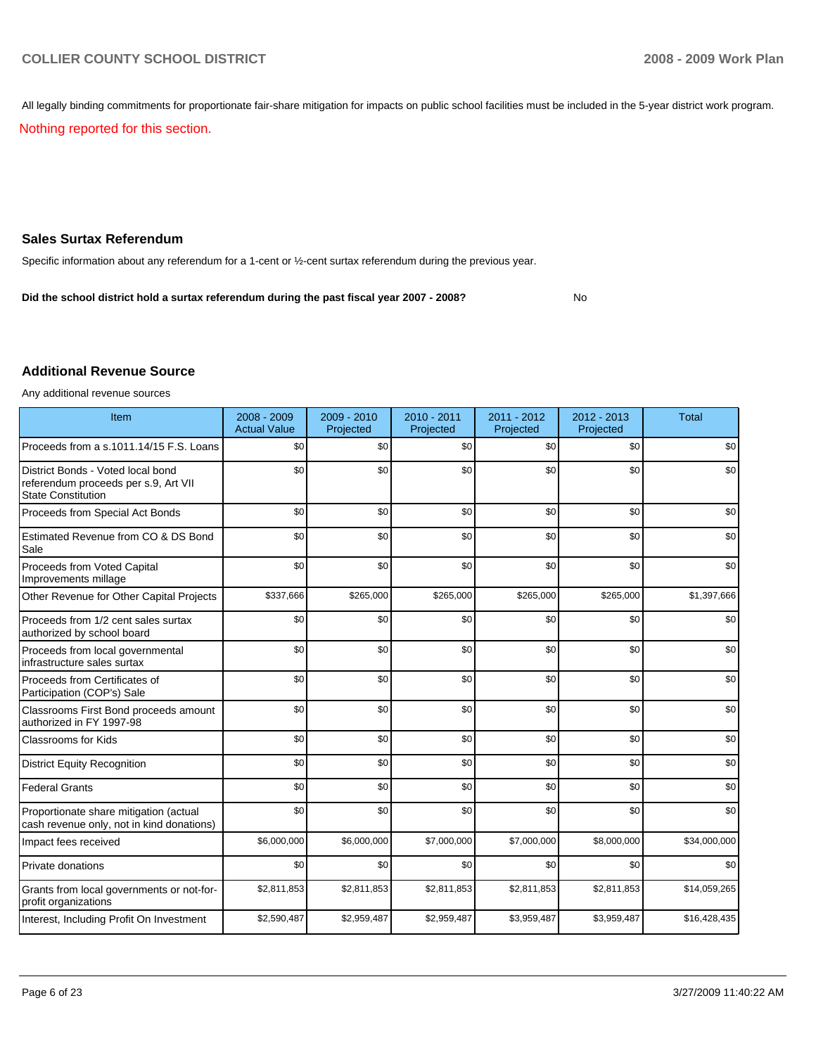All legally binding commitments for proportionate fair-share mitigation for impacts on public school facilities must be included in the 5-year district work program.

Nothing reported for this section.

## Sales Surtax Referendum

Specific information about any referendum for a 1-cent or ½-cent surtax referendum during the previous year.

**Did the school district hold a surtax referendum during the past fiscal year 2007 - 2008?** No

## Additional Revenue Source

Any additional revenue sources

| Item | 2008 - 2009 Actual Value | 2009 - 2010 Projected | 2010 - 2011 Projected | 2011 - 2012 Projected | 2012 - 2013 Projected | Total |
|---|---|---|---|---|---|---|
| Proceeds from a s.1011.14/15 F.S. Loans | $0 | $0 | $0 | $0 | $0 | $0 |
| District Bonds - Voted local bond referendum proceeds per s.9, Art VII State Constitution | $0 | $0 | $0 | $0 | $0 | $0 |
| Proceeds from Special Act Bonds | $0 | $0 | $0 | $0 | $0 | $0 |
| Estimated Revenue from CO & DS Bond Sale | $0 | $0 | $0 | $0 | $0 | $0 |
| Proceeds from Voted Capital Improvements millage | $0 | $0 | $0 | $0 | $0 | $0 |
| Other Revenue for Other Capital Projects | $337,666 | $265,000 | $265,000 | $265,000 | $265,000 | $1,397,666 |
| Proceeds from 1/2 cent sales surtax authorized by school board | $0 | $0 | $0 | $0 | $0 | $0 |
| Proceeds from local governmental infrastructure sales surtax | $0 | $0 | $0 | $0 | $0 | $0 |
| Proceeds from Certificates of Participation (COP's) Sale | $0 | $0 | $0 | $0 | $0 | $0 |
| Classrooms First Bond proceeds amount authorized in FY 1997-98 | $0 | $0 | $0 | $0 | $0 | $0 |
| Classrooms for Kids | $0 | $0 | $0 | $0 | $0 | $0 |
| District Equity Recognition | $0 | $0 | $0 | $0 | $0 | $0 |
| Federal Grants | $0 | $0 | $0 | $0 | $0 | $0 |
| Proportionate share mitigation (actual cash revenue only, not in kind donations) | $0 | $0 | $0 | $0 | $0 | $0 |
| Impact fees received | $6,000,000 | $6,000,000 | $7,000,000 | $7,000,000 | $8,000,000 | $34,000,000 |
| Private donations | $0 | $0 | $0 | $0 | $0 | $0 |
| Grants from local governments or not-for-profit organizations | $2,811,853 | $2,811,853 | $2,811,853 | $2,811,853 | $2,811,853 | $14,059,265 |
| Interest, Including Profit On Investment | $2,590,487 | $2,959,487 | $2,959,487 | $3,959,487 | $3,959,487 | $16,428,435 |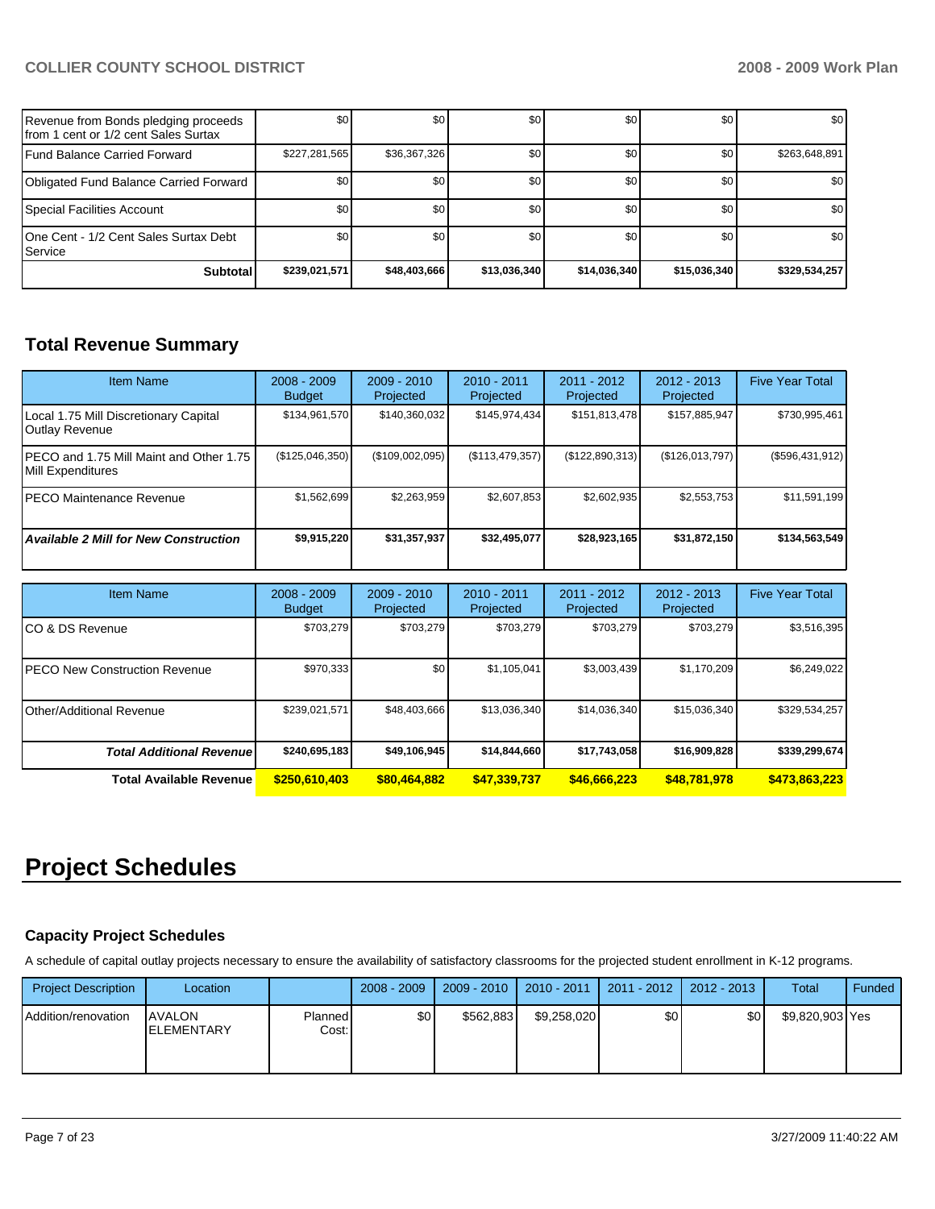| | | | | | | |
|---|---|---|---|---|---|---|
| Revenue from Bonds pledging proceeds from 1 cent or 1/2 cent Sales Surtax | $0 | $0 | $0 | $0 | $0 | $0 |
| Fund Balance Carried Forward | $227,281,565 | $36,367,326 | $0 | $0 | $0 | $263,648,891 |
| Obligated Fund Balance Carried Forward | $0 | $0 | $0 | $0 | $0 | $0 |
| Special Facilities Account | $0 | $0 | $0 | $0 | $0 | $0 |
| One Cent - 1/2 Cent Sales Surtax Debt Service | $0 | $0 | $0 | $0 | $0 | $0 |
| **Subtotal** | **$239,021,571** | **$48,403,666** | **$13,036,340** | **$14,036,340** | **$15,036,340** | **$329,534,257** |

## Total Revenue Summary

| Item Name | 2008 - 2009 Budget | 2009 - 2010 Projected | 2010 - 2011 Projected | 2011 - 2012 Projected | 2012 - 2013 Projected | Five Year Total |
|---|---|---|---|---|---|---|
| Local 1.75 Mill Discretionary Capital Outlay Revenue | $134,961,570 | $140,360,032 | $145,974,434 | $151,813,478 | $157,885,947 | $730,995,461 |
| PECO and 1.75 Mill Maint and Other 1.75 Mill Expenditures | ($125,046,350) | ($109,002,095) | ($113,479,357) | ($122,890,313) | ($126,013,797) | ($596,431,912) |
| PECO Maintenance Revenue | $1,562,699 | $2,263,959 | $2,607,853 | $2,602,935 | $2,553,753 | $11,591,199 |
| ***Available 2 Mill for New Construction*** | **$9,915,220** | **$31,357,937** | **$32,495,077** | **$28,923,165** | **$31,872,150** | **$134,563,549** |

| Item Name | 2008 - 2009 Budget | 2009 - 2010 Projected | 2010 - 2011 Projected | 2011 - 2012 Projected | 2012 - 2013 Projected | Five Year Total |
|---|---|---|---|---|---|---|
| CO & DS Revenue | $703,279 | $703,279 | $703,279 | $703,279 | $703,279 | $3,516,395 |
| PECO New Construction Revenue | $970,333 | $0 | $1,105,041 | $3,003,439 | $1,170,209 | $6,249,022 |
| Other/Additional Revenue | $239,021,571 | $48,403,666 | $13,036,340 | $14,036,340 | $15,036,340 | $329,534,257 |
| ***Total Additional Revenue*** | **$240,695,183** | **$49,106,945** | **$14,844,660** | **$17,743,058** | **$16,909,828** | **$339,299,674** |
| **Total Available Revenue** | **$250,610,403** | **$80,464,882** | **$47,339,737** | **$46,666,223** | **$48,781,978** | **$473,863,223** |

# Project Schedules

### Capacity Project Schedules

A schedule of capital outlay projects necessary to ensure the availability of satisfactory classrooms for the projected student enrollment in K-12 programs.

| Project Description | Location | | 2008 - 2009 | 2009 - 2010 | 2010 - 2011 | 2011 - 2012 | 2012 - 2013 | Total | Funded |
|---|---|---|---|---|---|---|---|---|---|
| Addition/renovation | AVALON ELEMENTARY | Planned Cost: | $0 | $562,883 | $9,258,020 | $0 | $0 | $9,820,903 | Yes |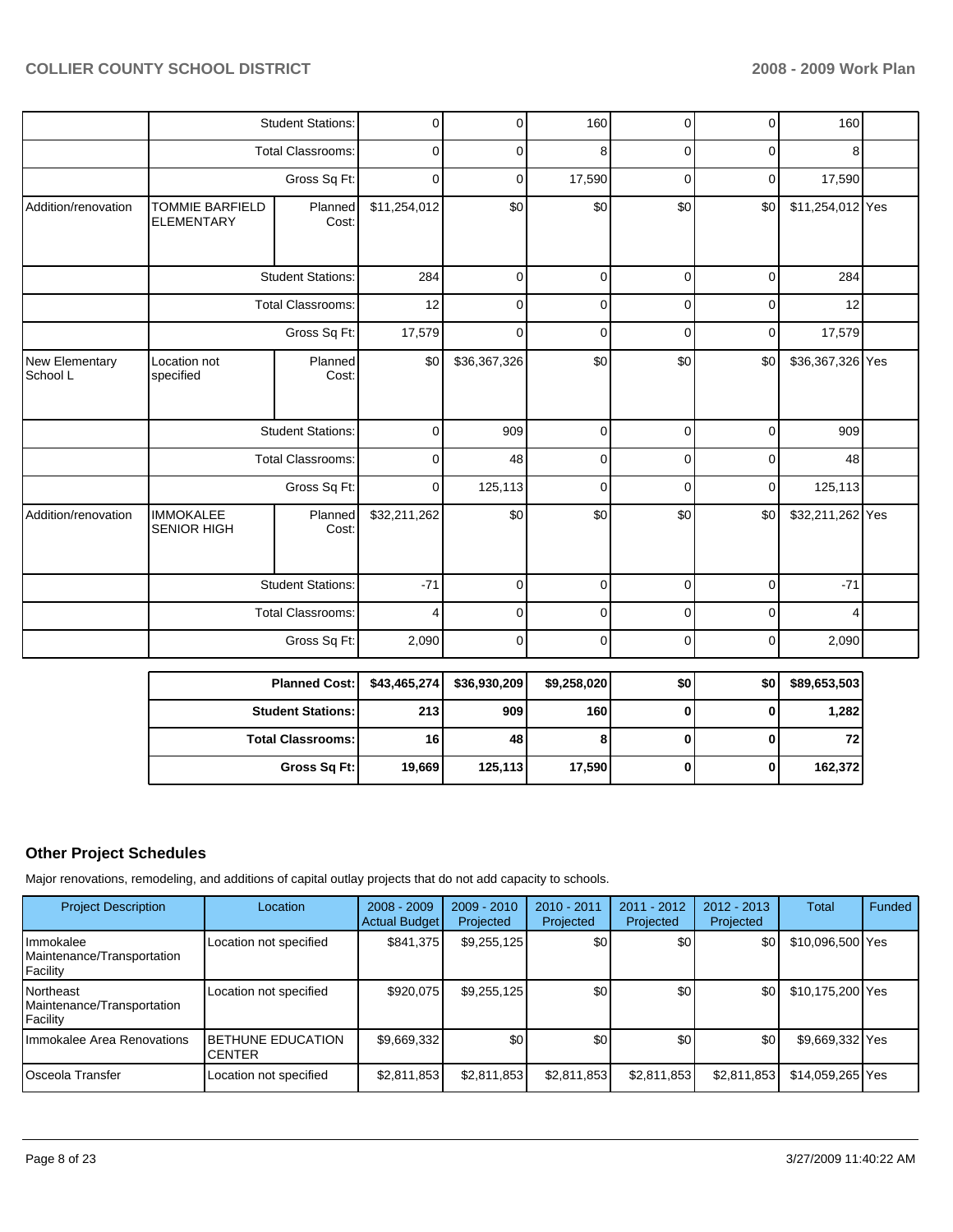| | | | | | | | | | |
|---|---|---|---|---|---|---|---|---|---|
| | Student Stations: | | 0 | 0 | 160 | 0 | 0 | 160 | |
| | Total Classrooms: | | 0 | 0 | 8 | 0 | 0 | 8 | |
| | Gross Sq Ft: | | 0 | 0 | 17,590 | 0 | 0 | 17,590 | |
| Addition/renovation | TOMMIE BARFIELD ELEMENTARY | Planned Cost: | $11,254,012 | $0 | $0 | $0 | $0 | $11,254,012 | Yes |
| | Student Stations: | | 284 | 0 | 0 | 0 | 0 | 284 | |
| | Total Classrooms: | | 12 | 0 | 0 | 0 | 0 | 12 | |
| | Gross Sq Ft: | | 17,579 | 0 | 0 | 0 | 0 | 17,579 | |
| New Elementary School L | Location not specified | Planned Cost: | $0 | $36,367,326 | $0 | $0 | $0 | $36,367,326 | Yes |
| | Student Stations: | | 0 | 909 | 0 | 0 | 0 | 909 | |
| | Total Classrooms: | | 0 | 48 | 0 | 0 | 0 | 48 | |
| | Gross Sq Ft: | | 0 | 125,113 | 0 | 0 | 0 | 125,113 | |
| Addition/renovation | IMMOKALEE SENIOR HIGH | Planned Cost: | $32,211,262 | $0 | $0 | $0 | $0 | $32,211,262 | Yes |
| | Student Stations: | | -71 | 0 | 0 | 0 | 0 | -71 | |
| | Total Classrooms: | | 4 | 0 | 0 | 0 | 0 | 4 | |
| | Gross Sq Ft: | | 2,090 | 0 | 0 | 0 | 0 | 2,090 | |

| | | | | | | |
|---|---|---|---|---|---|---|
| **Planned Cost:** | **$43,465,274** | **$36,930,209** | **$9,258,020** | **$0** | **$0** | **$89,653,503** |
| **Student Stations:** | **213** | **909** | **160** | **0** | **0** | **1,282** |
| **Total Classrooms:** | **16** | **48** | **8** | **0** | **0** | **72** |
| **Gross Sq Ft:** | **19,669** | **125,113** | **17,590** | **0** | **0** | **162,372** |

## Other Project Schedules

Major renovations, remodeling, and additions of capital outlay projects that do not add capacity to schools.

| Project Description | Location | 2008 - 2009 Actual Budget | 2009 - 2010 Projected | 2010 - 2011 Projected | 2011 - 2012 Projected | 2012 - 2013 Projected | Total | Funded |
|---|---|---|---|---|---|---|---|---|
| Immokalee Maintenance/Transportation Facility | Location not specified | $841,375 | $9,255,125 | $0 | $0 | $0 | $10,096,500 | Yes |
| Northeast Maintenance/Transportation Facility | Location not specified | $920,075 | $9,255,125 | $0 | $0 | $0 | $10,175,200 | Yes |
| Immokalee Area Renovations | BETHUNE EDUCATION CENTER | $9,669,332 | $0 | $0 | $0 | $0 | $9,669,332 | Yes |
| Osceola Transfer | Location not specified | $2,811,853 | $2,811,853 | $2,811,853 | $2,811,853 | $2,811,853 | $14,059,265 | Yes |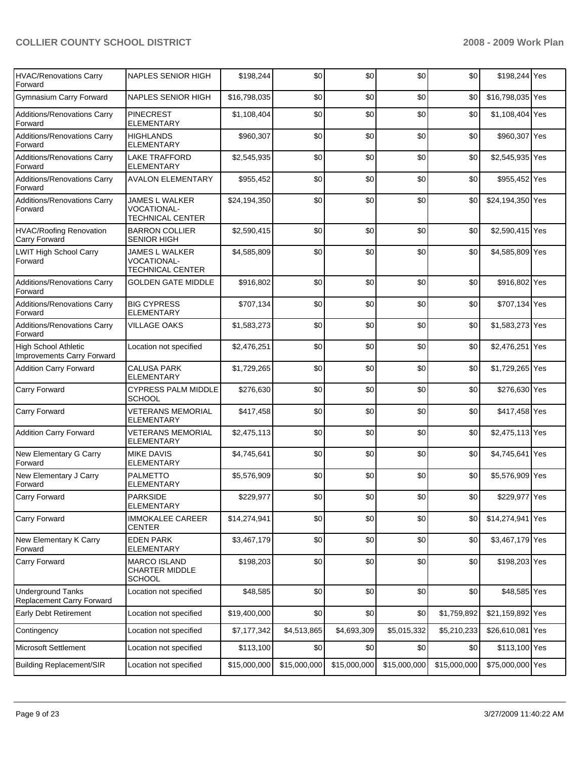| | | | | | | | | |
|---|---|---|---|---|---|---|---|---|
| HVAC/Renovations Carry Forward | NAPLES SENIOR HIGH | $198,244 | $0 | $0 | $0 | $0 | $198,244 | Yes |
| Gymnasium Carry Forward | NAPLES SENIOR HIGH | $16,798,035 | $0 | $0 | $0 | $0 | $16,798,035 | Yes |
| Additions/Renovations Carry Forward | PINECREST ELEMENTARY | $1,108,404 | $0 | $0 | $0 | $0 | $1,108,404 | Yes |
| Additions/Renovations Carry Forward | HIGHLANDS ELEMENTARY | $960,307 | $0 | $0 | $0 | $0 | $960,307 | Yes |
| Additions/Renovations Carry Forward | LAKE TRAFFORD ELEMENTARY | $2,545,935 | $0 | $0 | $0 | $0 | $2,545,935 | Yes |
| Additions/Renovations Carry Forward | AVALON ELEMENTARY | $955,452 | $0 | $0 | $0 | $0 | $955,452 | Yes |
| Additions/Renovations Carry Forward | JAMES L WALKER VOCATIONAL-TECHNICAL CENTER | $24,194,350 | $0 | $0 | $0 | $0 | $24,194,350 | Yes |
| HVAC/Roofing Renovation Carry Forward | BARRON COLLIER SENIOR HIGH | $2,590,415 | $0 | $0 | $0 | $0 | $2,590,415 | Yes |
| LWIT High School Carry Forward | JAMES L WALKER VOCATIONAL-TECHNICAL CENTER | $4,585,809 | $0 | $0 | $0 | $0 | $4,585,809 | Yes |
| Additions/Renovations Carry Forward | GOLDEN GATE MIDDLE | $916,802 | $0 | $0 | $0 | $0 | $916,802 | Yes |
| Additions/Renovations Carry Forward | BIG CYPRESS ELEMENTARY | $707,134 | $0 | $0 | $0 | $0 | $707,134 | Yes |
| Additions/Renovations Carry Forward | VILLAGE OAKS | $1,583,273 | $0 | $0 | $0 | $0 | $1,583,273 | Yes |
| High School Athletic Improvements Carry Forward | Location not specified | $2,476,251 | $0 | $0 | $0 | $0 | $2,476,251 | Yes |
| Addition Carry Forward | CALUSA PARK ELEMENTARY | $1,729,265 | $0 | $0 | $0 | $0 | $1,729,265 | Yes |
| Carry Forward | CYPRESS PALM MIDDLE SCHOOL | $276,630 | $0 | $0 | $0 | $0 | $276,630 | Yes |
| Carry Forward | VETERANS MEMORIAL ELEMENTARY | $417,458 | $0 | $0 | $0 | $0 | $417,458 | Yes |
| Addition Carry Forward | VETERANS MEMORIAL ELEMENTARY | $2,475,113 | $0 | $0 | $0 | $0 | $2,475,113 | Yes |
| New Elementary G Carry Forward | MIKE DAVIS ELEMENTARY | $4,745,641 | $0 | $0 | $0 | $0 | $4,745,641 | Yes |
| New Elementary J Carry Forward | PALMETTO ELEMENTARY | $5,576,909 | $0 | $0 | $0 | $0 | $5,576,909 | Yes |
| Carry Forward | PARKSIDE ELEMENTARY | $229,977 | $0 | $0 | $0 | $0 | $229,977 | Yes |
| Carry Forward | IMMOKALEE CAREER CENTER | $14,274,941 | $0 | $0 | $0 | $0 | $14,274,941 | Yes |
| New Elementary K Carry Forward | EDEN PARK ELEMENTARY | $3,467,179 | $0 | $0 | $0 | $0 | $3,467,179 | Yes |
| Carry Forward | MARCO ISLAND CHARTER MIDDLE SCHOOL | $198,203 | $0 | $0 | $0 | $0 | $198,203 | Yes |
| Underground Tanks Replacement Carry Forward | Location not specified | $48,585 | $0 | $0 | $0 | $0 | $48,585 | Yes |
| Early Debt Retirement | Location not specified | $19,400,000 | $0 | $0 | $0 | $1,759,892 | $21,159,892 | Yes |
| Contingency | Location not specified | $7,177,342 | $4,513,865 | $4,693,309 | $5,015,332 | $5,210,233 | $26,610,081 | Yes |
| Microsoft Settlement | Location not specified | $113,100 | $0 | $0 | $0 | $0 | $113,100 | Yes |
| Building Replacement/SIR | Location not specified | $15,000,000 | $15,000,000 | $15,000,000 | $15,000,000 | $15,000,000 | $75,000,000 | Yes |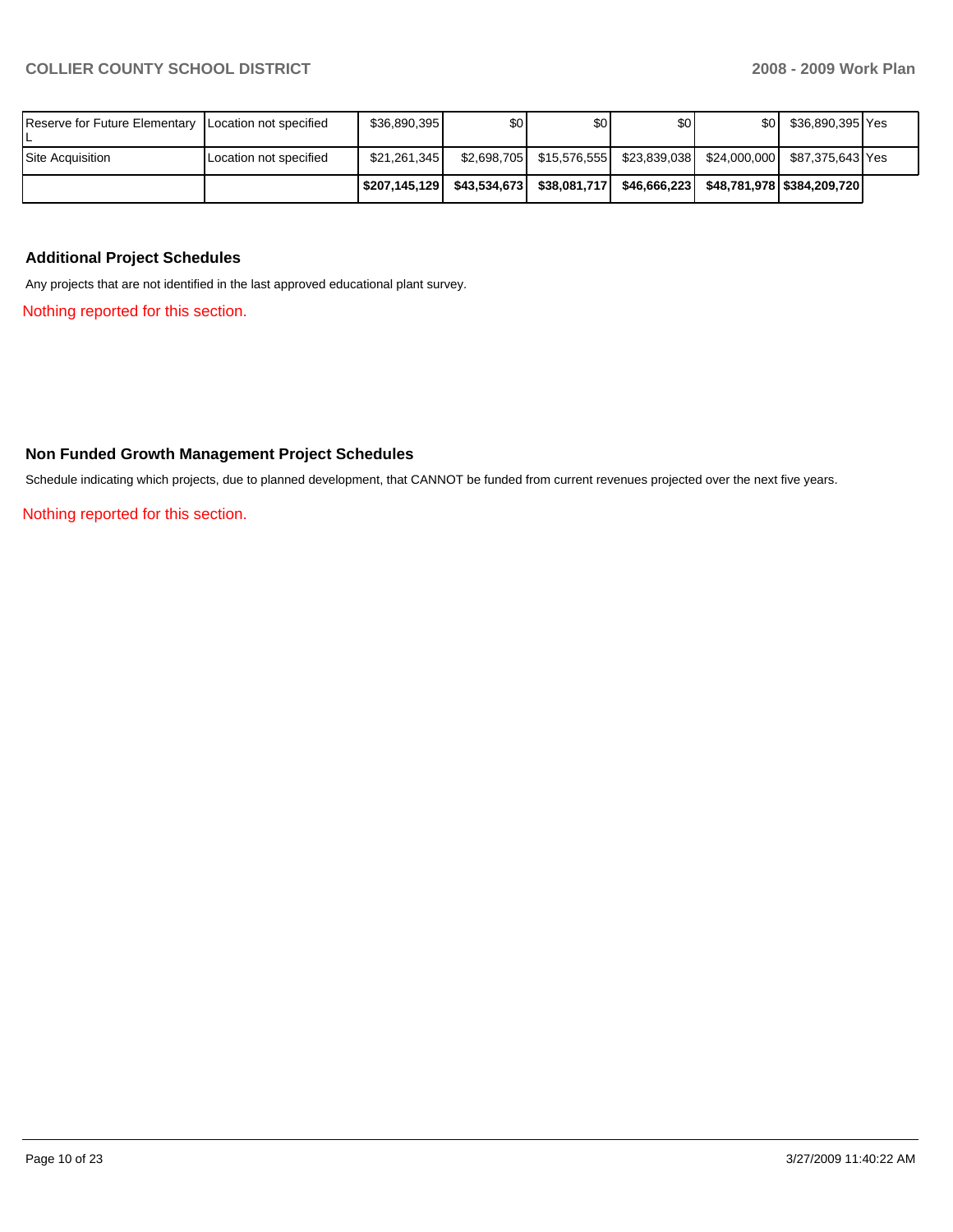| | | | | | | | | |
|---|---|---|---|---|---|---|---|---|
| Reserve for Future Elementary L | Location not specified | $36,890,395 | $0 | $0 | $0 | $0 | $36,890,395 | Yes |
| Site Acquisition | Location not specified | $21,261,345 | $2,698,705 | $15,576,555 | $23,839,038 | $24,000,000 | $87,375,643 | Yes |
| | | **$207,145,129** | **$43,534,673** | **$38,081,717** | **$46,666,223** | **$48,781,978** | **$384,209,720** | |

## Additional Project Schedules

Any projects that are not identified in the last approved educational plant survey.

Nothing reported for this section.

## Non Funded Growth Management Project Schedules

Schedule indicating which projects, due to planned development, that CANNOT be funded from current revenues projected over the next five years.

Nothing reported for this section.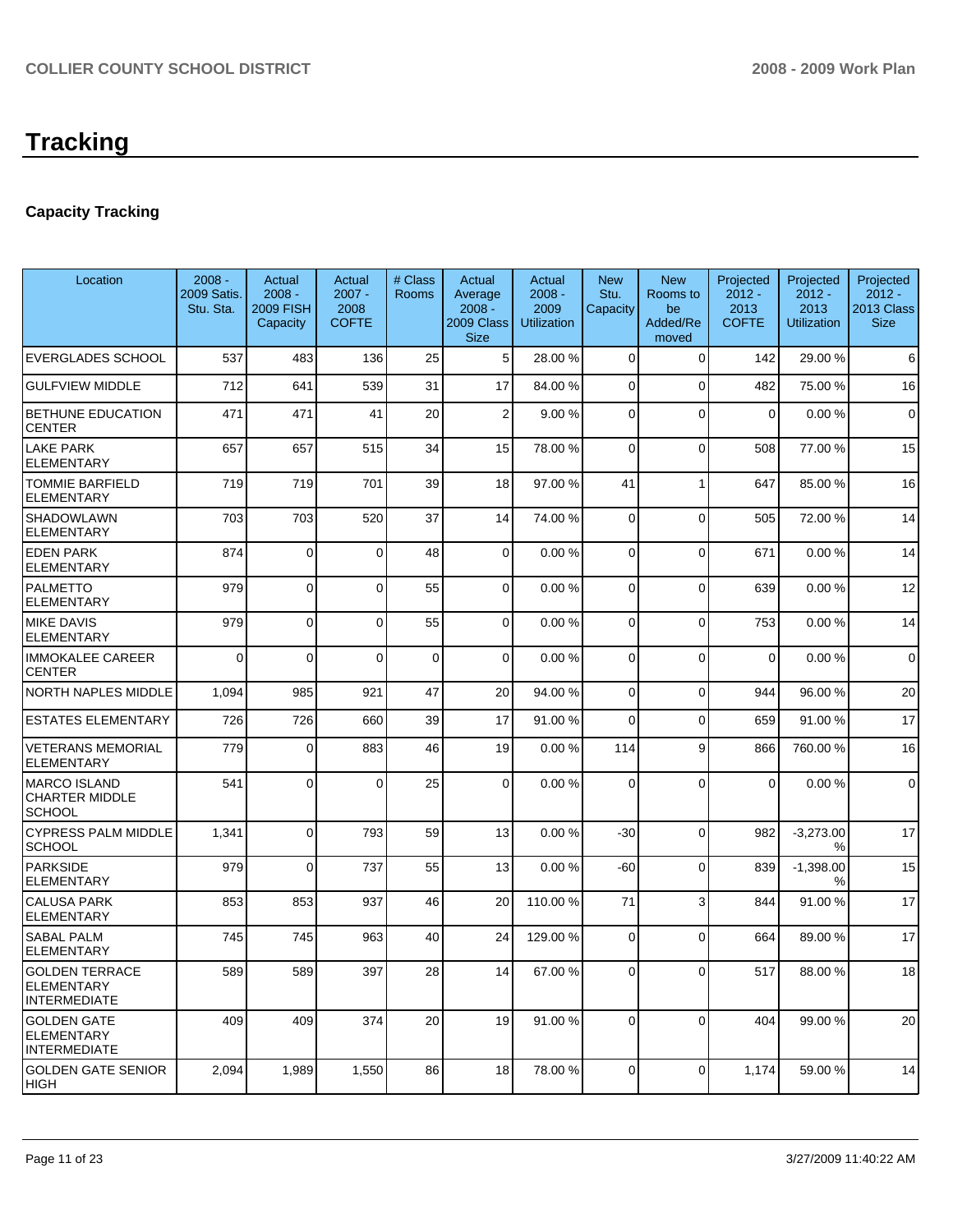# Tracking

## Capacity Tracking

| Location | 2008 - 2009 Satis. Stu. Sta. | Actual 2008 - 2009 FISH Capacity | Actual 2007 - 2008 COFTE | # Class Rooms | Actual Average 2008 - 2009 Class Size | Actual 2008 - 2009 Utilization | New Stu. Capacity | New Rooms to be Added/Removed | Projected 2012 - 2013 COFTE | Projected 2012 - 2013 Utilization | Projected 2012 - 2013 Class Size |
|---|---|---|---|---|---|---|---|---|---|---|---|
| EVERGLADES SCHOOL | 537 | 483 | 136 | 25 | 5 | 28.00 % | 0 | 0 | 142 | 29.00 % | 6 |
| GULFVIEW MIDDLE | 712 | 641 | 539 | 31 | 17 | 84.00 % | 0 | 0 | 482 | 75.00 % | 16 |
| BETHUNE EDUCATION CENTER | 471 | 471 | 41 | 20 | 2 | 9.00 % | 0 | 0 | 0 | 0.00 % | 0 |
| LAKE PARK ELEMENTARY | 657 | 657 | 515 | 34 | 15 | 78.00 % | 0 | 0 | 508 | 77.00 % | 15 |
| TOMMIE BARFIELD ELEMENTARY | 719 | 719 | 701 | 39 | 18 | 97.00 % | 41 | 1 | 647 | 85.00 % | 16 |
| SHADOWLAWN ELEMENTARY | 703 | 703 | 520 | 37 | 14 | 74.00 % | 0 | 0 | 505 | 72.00 % | 14 |
| EDEN PARK ELEMENTARY | 874 | 0 | 0 | 48 | 0 | 0.00 % | 0 | 0 | 671 | 0.00 % | 14 |
| PALMETTO ELEMENTARY | 979 | 0 | 0 | 55 | 0 | 0.00 % | 0 | 0 | 639 | 0.00 % | 12 |
| MIKE DAVIS ELEMENTARY | 979 | 0 | 0 | 55 | 0 | 0.00 % | 0 | 0 | 753 | 0.00 % | 14 |
| IMMOKALEE CAREER CENTER | 0 | 0 | 0 | 0 | 0 | 0.00 % | 0 | 0 | 0 | 0.00 % | 0 |
| NORTH NAPLES MIDDLE | 1,094 | 985 | 921 | 47 | 20 | 94.00 % | 0 | 0 | 944 | 96.00 % | 20 |
| ESTATES ELEMENTARY | 726 | 726 | 660 | 39 | 17 | 91.00 % | 0 | 0 | 659 | 91.00 % | 17 |
| VETERANS MEMORIAL ELEMENTARY | 779 | 0 | 883 | 46 | 19 | 0.00 % | 114 | 9 | 866 | 760.00 % | 16 |
| MARCO ISLAND CHARTER MIDDLE SCHOOL | 541 | 0 | 0 | 25 | 0 | 0.00 % | 0 | 0 | 0 | 0.00 % | 0 |
| CYPRESS PALM MIDDLE SCHOOL | 1,341 | 0 | 793 | 59 | 13 | 0.00 % | -30 | 0 | 982 | -3,273.00 % | 17 |
| PARKSIDE ELEMENTARY | 979 | 0 | 737 | 55 | 13 | 0.00 % | -60 | 0 | 839 | -1,398.00 % | 15 |
| CALUSA PARK ELEMENTARY | 853 | 853 | 937 | 46 | 20 | 110.00 % | 71 | 3 | 844 | 91.00 % | 17 |
| SABAL PALM ELEMENTARY | 745 | 745 | 963 | 40 | 24 | 129.00 % | 0 | 0 | 664 | 89.00 % | 17 |
| GOLDEN TERRACE ELEMENTARY INTERMEDIATE | 589 | 589 | 397 | 28 | 14 | 67.00 % | 0 | 0 | 517 | 88.00 % | 18 |
| GOLDEN GATE ELEMENTARY INTERMEDIATE | 409 | 409 | 374 | 20 | 19 | 91.00 % | 0 | 0 | 404 | 99.00 % | 20 |
| GOLDEN GATE SENIOR HIGH | 2,094 | 1,989 | 1,550 | 86 | 18 | 78.00 % | 0 | 0 | 1,174 | 59.00 % | 14 |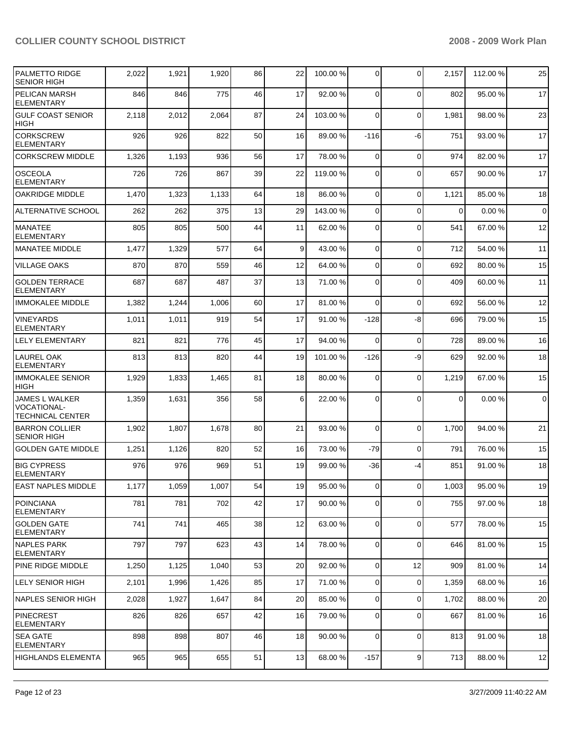| | | | | | | | | | | |
|---|---|---|---|---|---|---|---|---|---|---|
| PALMETTO RIDGE SENIOR HIGH | 2,022 | 1,921 | 1,920 | 86 | 22 | 100.00 % | 0 | 0 | 2,157 | 112.00 % | 25 |
| PELICAN MARSH ELEMENTARY | 846 | 846 | 775 | 46 | 17 | 92.00 % | 0 | 0 | 802 | 95.00 % | 17 |
| GULF COAST SENIOR HIGH | 2,118 | 2,012 | 2,064 | 87 | 24 | 103.00 % | 0 | 0 | 1,981 | 98.00 % | 23 |
| CORKSCREW ELEMENTARY | 926 | 926 | 822 | 50 | 16 | 89.00 % | -116 | -6 | 751 | 93.00 % | 17 |
| CORKSCREW MIDDLE | 1,326 | 1,193 | 936 | 56 | 17 | 78.00 % | 0 | 0 | 974 | 82.00 % | 17 |
| OSCEOLA ELEMENTARY | 726 | 726 | 867 | 39 | 22 | 119.00 % | 0 | 0 | 657 | 90.00 % | 17 |
| OAKRIDGE MIDDLE | 1,470 | 1,323 | 1,133 | 64 | 18 | 86.00 % | 0 | 0 | 1,121 | 85.00 % | 18 |
| ALTERNATIVE SCHOOL | 262 | 262 | 375 | 13 | 29 | 143.00 % | 0 | 0 | 0 | 0.00 % | 0 |
| MANATEE ELEMENTARY | 805 | 805 | 500 | 44 | 11 | 62.00 % | 0 | 0 | 541 | 67.00 % | 12 |
| MANATEE MIDDLE | 1,477 | 1,329 | 577 | 64 | 9 | 43.00 % | 0 | 0 | 712 | 54.00 % | 11 |
| VILLAGE OAKS | 870 | 870 | 559 | 46 | 12 | 64.00 % | 0 | 0 | 692 | 80.00 % | 15 |
| GOLDEN TERRACE ELEMENTARY | 687 | 687 | 487 | 37 | 13 | 71.00 % | 0 | 0 | 409 | 60.00 % | 11 |
| IMMOKALEE MIDDLE | 1,382 | 1,244 | 1,006 | 60 | 17 | 81.00 % | 0 | 0 | 692 | 56.00 % | 12 |
| VINEYARDS ELEMENTARY | 1,011 | 1,011 | 919 | 54 | 17 | 91.00 % | -128 | -8 | 696 | 79.00 % | 15 |
| LELY ELEMENTARY | 821 | 821 | 776 | 45 | 17 | 94.00 % | 0 | 0 | 728 | 89.00 % | 16 |
| LAUREL OAK ELEMENTARY | 813 | 813 | 820 | 44 | 19 | 101.00 % | -126 | -9 | 629 | 92.00 % | 18 |
| IMMOKALEE SENIOR HIGH | 1,929 | 1,833 | 1,465 | 81 | 18 | 80.00 % | 0 | 0 | 1,219 | 67.00 % | 15 |
| JAMES L WALKER VOCATIONAL-TECHNICAL CENTER | 1,359 | 1,631 | 356 | 58 | 6 | 22.00 % | 0 | 0 | 0 | 0.00 % | 0 |
| BARRON COLLIER SENIOR HIGH | 1,902 | 1,807 | 1,678 | 80 | 21 | 93.00 % | 0 | 0 | 1,700 | 94.00 % | 21 |
| GOLDEN GATE MIDDLE | 1,251 | 1,126 | 820 | 52 | 16 | 73.00 % | -79 | 0 | 791 | 76.00 % | 15 |
| BIG CYPRESS ELEMENTARY | 976 | 976 | 969 | 51 | 19 | 99.00 % | -36 | -4 | 851 | 91.00 % | 18 |
| EAST NAPLES MIDDLE | 1,177 | 1,059 | 1,007 | 54 | 19 | 95.00 % | 0 | 0 | 1,003 | 95.00 % | 19 |
| POINCIANA ELEMENTARY | 781 | 781 | 702 | 42 | 17 | 90.00 % | 0 | 0 | 755 | 97.00 % | 18 |
| GOLDEN GATE ELEMENTARY | 741 | 741 | 465 | 38 | 12 | 63.00 % | 0 | 0 | 577 | 78.00 % | 15 |
| NAPLES PARK ELEMENTARY | 797 | 797 | 623 | 43 | 14 | 78.00 % | 0 | 0 | 646 | 81.00 % | 15 |
| PINE RIDGE MIDDLE | 1,250 | 1,125 | 1,040 | 53 | 20 | 92.00 % | 0 | 12 | 909 | 81.00 % | 14 |
| LELY SENIOR HIGH | 2,101 | 1,996 | 1,426 | 85 | 17 | 71.00 % | 0 | 0 | 1,359 | 68.00 % | 16 |
| NAPLES SENIOR HIGH | 2,028 | 1,927 | 1,647 | 84 | 20 | 85.00 % | 0 | 0 | 1,702 | 88.00 % | 20 |
| PINECREST ELEMENTARY | 826 | 826 | 657 | 42 | 16 | 79.00 % | 0 | 0 | 667 | 81.00 % | 16 |
| SEA GATE ELEMENTARY | 898 | 898 | 807 | 46 | 18 | 90.00 % | 0 | 0 | 813 | 91.00 % | 18 |
| HIGHLANDS ELEMENTA | 965 | 965 | 655 | 51 | 13 | 68.00 % | -157 | 9 | 713 | 88.00 % | 12 |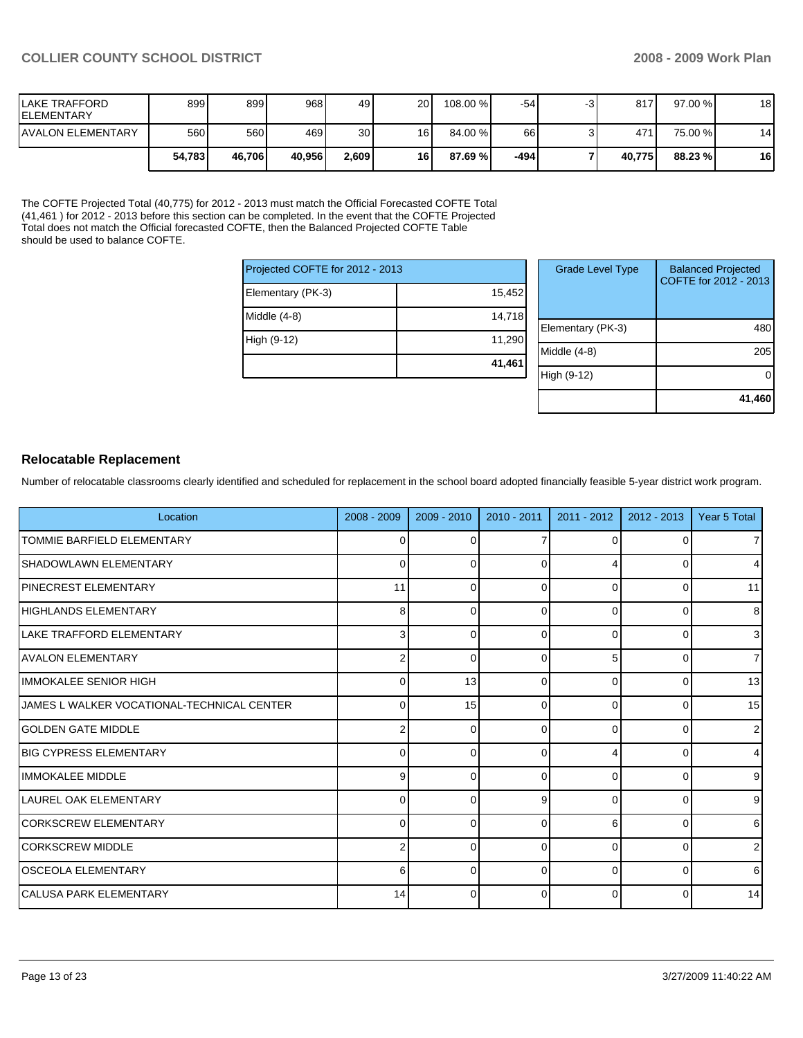| | | | | | | | | | | |
|---|---|---|---|---|---|---|---|---|---|---|
| LAKE TRAFFORD ELEMENTARY | 899 | 899 | 968 | 49 | 20 | 108.00 % | -54 | -3 | 817 | 97.00 % | 18 |
| AVALON ELEMENTARY | 560 | 560 | 469 | 30 | 16 | 84.00 % | 66 | 3 | 471 | 75.00 % | 14 |
| | **54,783** | **46,706** | **40,956** | **2,609** | **16** | **87.69 %** | **-494** | **7** | **40,775** | **88.23 %** | **16** |

The COFTE Projected Total (40,775) for 2012 - 2013 must match the Official Forecasted COFTE Total (41,461 ) for 2012 - 2013 before this section can be completed. In the event that the COFTE Projected Total does not match the Official forecasted COFTE, then the Balanced Projected COFTE Table should be used to balance COFTE.

| Projected COFTE for 2012 - 2013 | |
|---|---|
| Elementary (PK-3) | 15,452 |
| Middle (4-8) | 14,718 |
| High (9-12) | 11,290 |
| | **41,461** |

| Grade Level Type | Balanced Projected COFTE for 2012 - 2013 |
|---|---|
| Elementary (PK-3) | 480 |
| Middle (4-8) | 205 |
| High (9-12) | 0 |
| | **41,460** |

## Relocatable Replacement

Number of relocatable classrooms clearly identified and scheduled for replacement in the school board adopted financially feasible 5-year district work program.

| Location | 2008 - 2009 | 2009 - 2010 | 2010 - 2011 | 2011 - 2012 | 2012 - 2013 | Year 5 Total |
|---|---|---|---|---|---|---|
| TOMMIE BARFIELD ELEMENTARY | 0 | 0 | 7 | 0 | 0 | 7 |
| SHADOWLAWN ELEMENTARY | 0 | 0 | 0 | 4 | 0 | 4 |
| PINECREST ELEMENTARY | 11 | 0 | 0 | 0 | 0 | 11 |
| HIGHLANDS ELEMENTARY | 8 | 0 | 0 | 0 | 0 | 8 |
| LAKE TRAFFORD ELEMENTARY | 3 | 0 | 0 | 0 | 0 | 3 |
| AVALON ELEMENTARY | 2 | 0 | 0 | 5 | 0 | 7 |
| IMMOKALEE SENIOR HIGH | 0 | 13 | 0 | 0 | 0 | 13 |
| JAMES L WALKER VOCATIONAL-TECHNICAL CENTER | 0 | 15 | 0 | 0 | 0 | 15 |
| GOLDEN GATE MIDDLE | 2 | 0 | 0 | 0 | 0 | 2 |
| BIG CYPRESS ELEMENTARY | 0 | 0 | 0 | 4 | 0 | 4 |
| IMMOKALEE MIDDLE | 9 | 0 | 0 | 0 | 0 | 9 |
| LAUREL OAK ELEMENTARY | 0 | 0 | 9 | 0 | 0 | 9 |
| CORKSCREW ELEMENTARY | 0 | 0 | 0 | 6 | 0 | 6 |
| CORKSCREW MIDDLE | 2 | 0 | 0 | 0 | 0 | 2 |
| OSCEOLA ELEMENTARY | 6 | 0 | 0 | 0 | 0 | 6 |
| CALUSA PARK ELEMENTARY | 14 | 0 | 0 | 0 | 0 | 14 |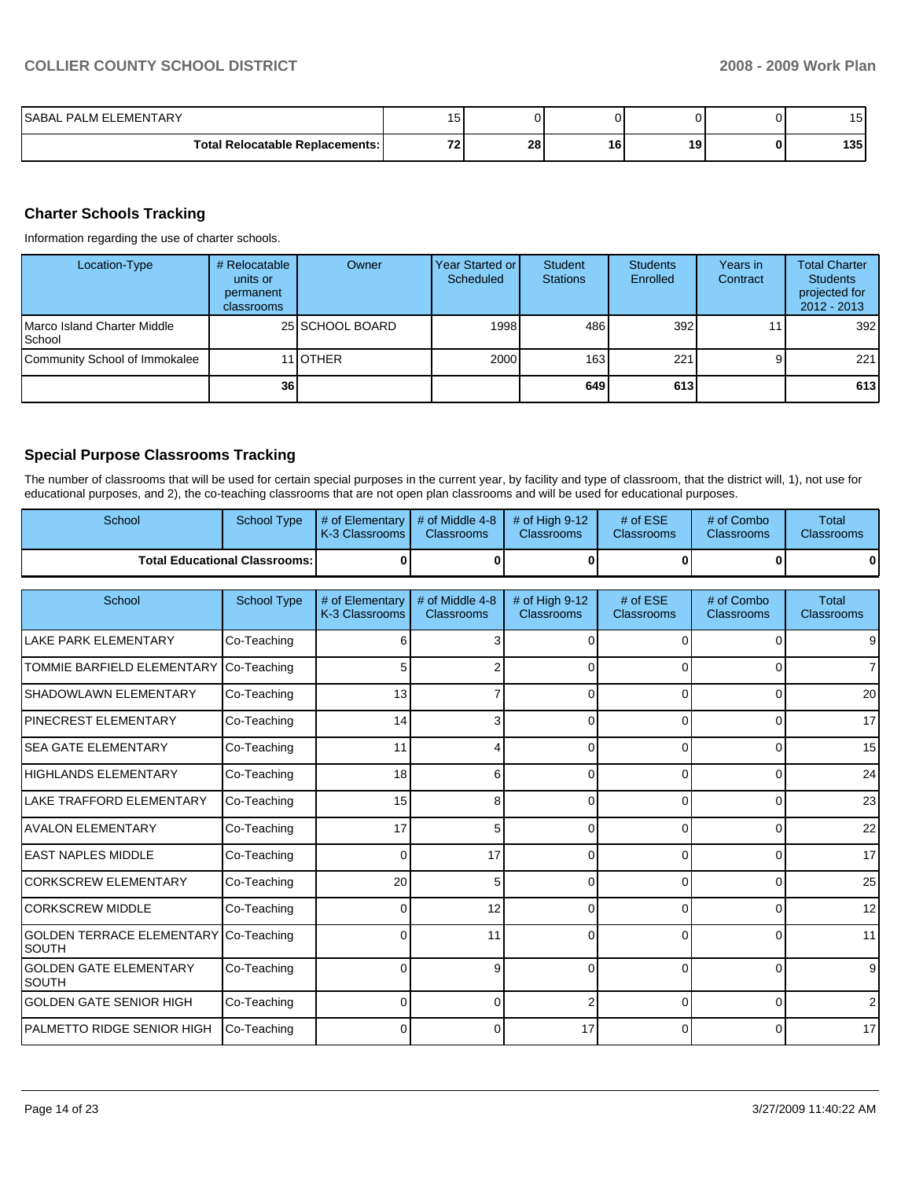| | | | | | | |
|---|---|---|---|---|---|---|
| SABAL PALM ELEMENTARY | 15 | 0 | 0 | 0 | 0 | 15 |
| **Total Relocatable Replacements:** | **72** | **28** | **16** | **19** | **0** | **135** |

## Charter Schools Tracking

Information regarding the use of charter schools.

| Location-Type | # Relocatable units or permanent classrooms | Owner | Year Started or Scheduled | Student Stations | Students Enrolled | Years in Contract | Total Charter Students projected for 2012 - 2013 |
|---|---|---|---|---|---|---|---|
| Marco Island Charter Middle School | 25 | SCHOOL BOARD | 1998 | 486 | 392 | 11 | 392 |
| Community School of Immokalee | 11 | OTHER | 2000 | 163 | 221 | 9 | 221 |
| | **36** | | | **649** | **613** | | **613** |

## Special Purpose Classrooms Tracking

The number of classrooms that will be used for certain special purposes in the current year, by facility and type of classroom, that the district will, 1), not use for educational purposes, and 2), the co-teaching classrooms that are not open plan classrooms and will be used for educational purposes.

| School | School Type | # of Elementary K-3 Classrooms | # of Middle 4-8 Classrooms | # of High 9-12 Classrooms | # of ESE Classrooms | # of Combo Classrooms | Total Classrooms |
|---|---|---|---|---|---|---|---|
| **Total Educational Classrooms:** | | **0** | **0** | **0** | **0** | **0** | **0** |

| School | School Type | # of Elementary K-3 Classrooms | # of Middle 4-8 Classrooms | # of High 9-12 Classrooms | # of ESE Classrooms | # of Combo Classrooms | Total Classrooms |
|---|---|---|---|---|---|---|---|
| LAKE PARK ELEMENTARY | Co-Teaching | 6 | 3 | 0 | 0 | 0 | 9 |
| TOMMIE BARFIELD ELEMENTARY | Co-Teaching | 5 | 2 | 0 | 0 | 0 | 7 |
| SHADOWLAWN ELEMENTARY | Co-Teaching | 13 | 7 | 0 | 0 | 0 | 20 |
| PINECREST ELEMENTARY | Co-Teaching | 14 | 3 | 0 | 0 | 0 | 17 |
| SEA GATE ELEMENTARY | Co-Teaching | 11 | 4 | 0 | 0 | 0 | 15 |
| HIGHLANDS ELEMENTARY | Co-Teaching | 18 | 6 | 0 | 0 | 0 | 24 |
| LAKE TRAFFORD ELEMENTARY | Co-Teaching | 15 | 8 | 0 | 0 | 0 | 23 |
| AVALON ELEMENTARY | Co-Teaching | 17 | 5 | 0 | 0 | 0 | 22 |
| EAST NAPLES MIDDLE | Co-Teaching | 0 | 17 | 0 | 0 | 0 | 17 |
| CORKSCREW ELEMENTARY | Co-Teaching | 20 | 5 | 0 | 0 | 0 | 25 |
| CORKSCREW MIDDLE | Co-Teaching | 0 | 12 | 0 | 0 | 0 | 12 |
| GOLDEN TERRACE ELEMENTARY SOUTH | Co-Teaching | 0 | 11 | 0 | 0 | 0 | 11 |
| GOLDEN GATE ELEMENTARY SOUTH | Co-Teaching | 0 | 9 | 0 | 0 | 0 | 9 |
| GOLDEN GATE SENIOR HIGH | Co-Teaching | 0 | 0 | 2 | 0 | 0 | 2 |
| PALMETTO RIDGE SENIOR HIGH | Co-Teaching | 0 | 0 | 17 | 0 | 0 | 17 |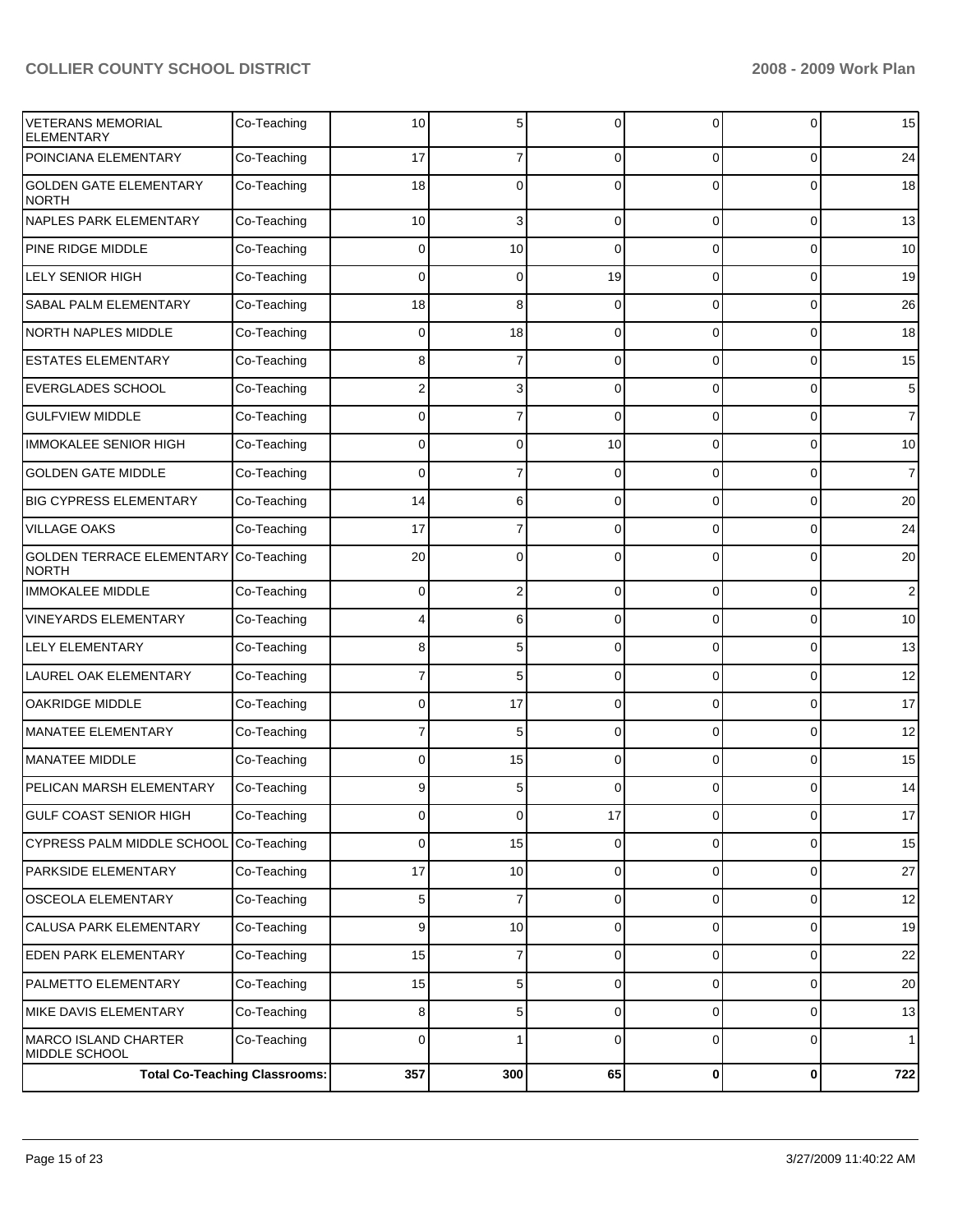| VETERANS MEMORIAL ELEMENTARY | Co-Teaching | 10 | 5 | 0 | 0 | 0 | 15 |
|---|---|---|---|---|---|---|---|
| POINCIANA ELEMENTARY | Co-Teaching | 17 | 7 | 0 | 0 | 0 | 24 |
| GOLDEN GATE ELEMENTARY NORTH | Co-Teaching | 18 | 0 | 0 | 0 | 0 | 18 |
| NAPLES PARK ELEMENTARY | Co-Teaching | 10 | 3 | 0 | 0 | 0 | 13 |
| PINE RIDGE MIDDLE | Co-Teaching | 0 | 10 | 0 | 0 | 0 | 10 |
| LELY SENIOR HIGH | Co-Teaching | 0 | 0 | 19 | 0 | 0 | 19 |
| SABAL PALM ELEMENTARY | Co-Teaching | 18 | 8 | 0 | 0 | 0 | 26 |
| NORTH NAPLES MIDDLE | Co-Teaching | 0 | 18 | 0 | 0 | 0 | 18 |
| ESTATES ELEMENTARY | Co-Teaching | 8 | 7 | 0 | 0 | 0 | 15 |
| EVERGLADES SCHOOL | Co-Teaching | 2 | 3 | 0 | 0 | 0 | 5 |
| GULFVIEW MIDDLE | Co-Teaching | 0 | 7 | 0 | 0 | 0 | 7 |
| IMMOKALEE SENIOR HIGH | Co-Teaching | 0 | 0 | 10 | 0 | 0 | 10 |
| GOLDEN GATE MIDDLE | Co-Teaching | 0 | 7 | 0 | 0 | 0 | 7 |
| BIG CYPRESS ELEMENTARY | Co-Teaching | 14 | 6 | 0 | 0 | 0 | 20 |
| VILLAGE OAKS | Co-Teaching | 17 | 7 | 0 | 0 | 0 | 24 |
| GOLDEN TERRACE ELEMENTARY NORTH | Co-Teaching | 20 | 0 | 0 | 0 | 0 | 20 |
| IMMOKALEE MIDDLE | Co-Teaching | 0 | 2 | 0 | 0 | 0 | 2 |
| VINEYARDS ELEMENTARY | Co-Teaching | 4 | 6 | 0 | 0 | 0 | 10 |
| LELY ELEMENTARY | Co-Teaching | 8 | 5 | 0 | 0 | 0 | 13 |
| LAUREL OAK ELEMENTARY | Co-Teaching | 7 | 5 | 0 | 0 | 0 | 12 |
| OAKRIDGE MIDDLE | Co-Teaching | 0 | 17 | 0 | 0 | 0 | 17 |
| MANATEE ELEMENTARY | Co-Teaching | 7 | 5 | 0 | 0 | 0 | 12 |
| MANATEE MIDDLE | Co-Teaching | 0 | 15 | 0 | 0 | 0 | 15 |
| PELICAN MARSH ELEMENTARY | Co-Teaching | 9 | 5 | 0 | 0 | 0 | 14 |
| GULF COAST SENIOR HIGH | Co-Teaching | 0 | 0 | 17 | 0 | 0 | 17 |
| CYPRESS PALM MIDDLE SCHOOL | Co-Teaching | 0 | 15 | 0 | 0 | 0 | 15 |
| PARKSIDE ELEMENTARY | Co-Teaching | 17 | 10 | 0 | 0 | 0 | 27 |
| OSCEOLA ELEMENTARY | Co-Teaching | 5 | 7 | 0 | 0 | 0 | 12 |
| CALUSA PARK ELEMENTARY | Co-Teaching | 9 | 10 | 0 | 0 | 0 | 19 |
| EDEN PARK ELEMENTARY | Co-Teaching | 15 | 7 | 0 | 0 | 0 | 22 |
| PALMETTO ELEMENTARY | Co-Teaching | 15 | 5 | 0 | 0 | 0 | 20 |
| MIKE DAVIS ELEMENTARY | Co-Teaching | 8 | 5 | 0 | 0 | 0 | 13 |
| MARCO ISLAND CHARTER MIDDLE SCHOOL | Co-Teaching | 0 | 1 | 0 | 0 | 0 | 1 |
| | **Total Co-Teaching Classrooms:** | **357** | **300** | **65** | **0** | **0** | **722** |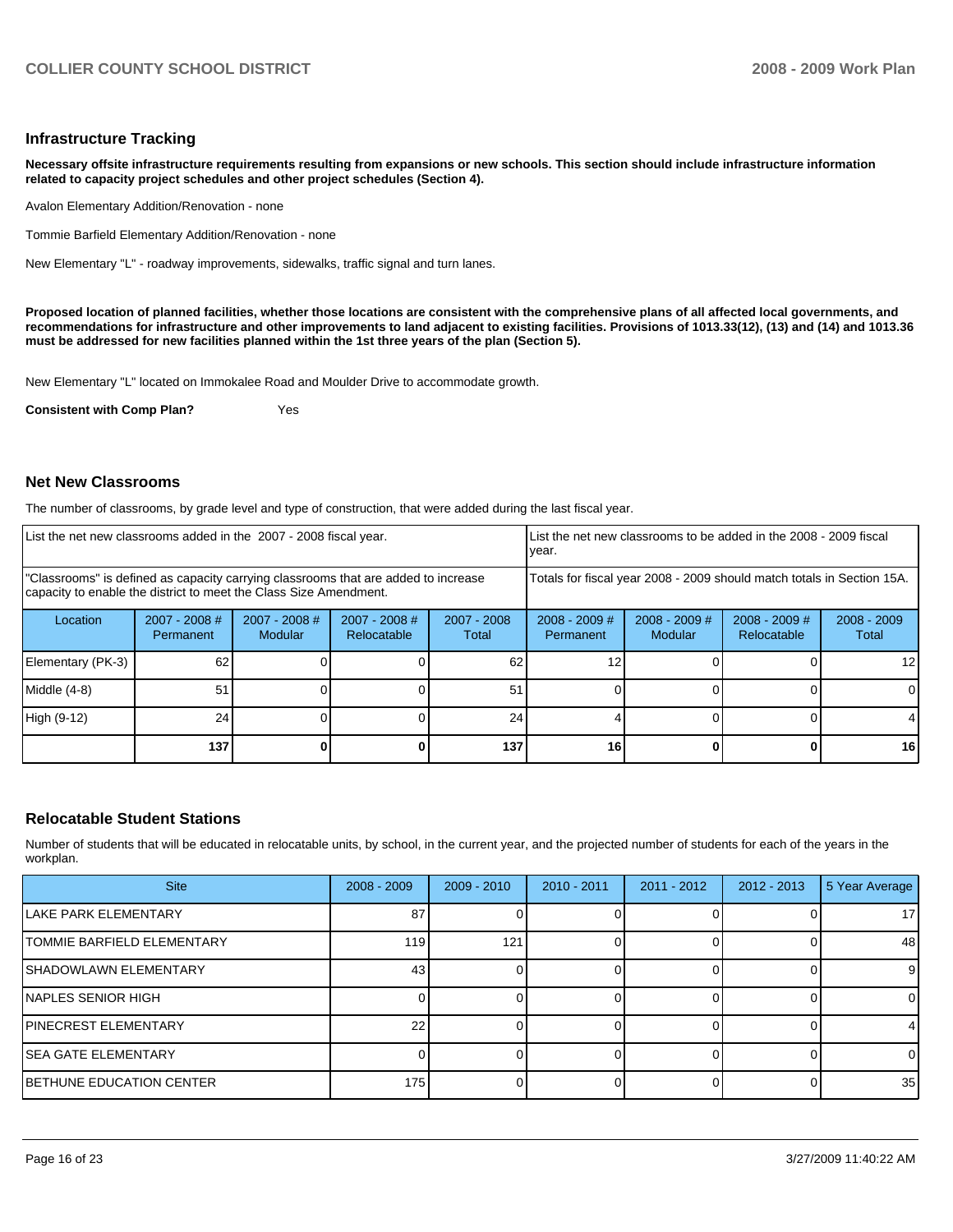## Infrastructure Tracking

**Necessary offsite infrastructure requirements resulting from expansions or new schools. This section should include infrastructure information related to capacity project schedules and other project schedules (Section 4).**

Avalon Elementary Addition/Renovation - none

Tommie Barfield Elementary Addition/Renovation - none

New Elementary "L" - roadway improvements, sidewalks, traffic signal and turn lanes.

**Proposed location of planned facilities, whether those locations are consistent with the comprehensive plans of all affected local governments, and recommendations for infrastructure and other improvements to land adjacent to existing facilities. Provisions of 1013.33(12), (13) and (14) and 1013.36 must be addressed for new facilities planned within the 1st three years of the plan (Section 5).**

New Elementary "L" located on Immokalee Road and Moulder Drive to accommodate growth.

**Consistent with Comp Plan?** Yes

## Net New Classrooms

The number of classrooms, by grade level and type of construction, that were added during the last fiscal year.

| List the net new classrooms added in the 2007 - 2008 fiscal year. | | | | | List the net new classrooms to be added in the 2008 - 2009 fiscal year. | | | |
|---|---|---|---|---|---|---|---|---|
| "Classrooms" is defined as capacity carrying classrooms that are added to increase capacity to enable the district to meet the Class Size Amendment. | | | | | Totals for fiscal year 2008 - 2009 should match totals in Section 15A. | | | |
| Location | 2007 - 2008 # Permanent | 2007 - 2008 # Modular | 2007 - 2008 # Relocatable | 2007 - 2008 Total | 2008 - 2009 # Permanent | 2008 - 2009 # Modular | 2008 - 2009 # Relocatable | 2008 - 2009 Total |
| Elementary (PK-3) | 62 | 0 | 0 | 62 | 12 | 0 | 0 | 12 |
| Middle (4-8) | 51 | 0 | 0 | 51 | 0 | 0 | 0 | 0 |
| High (9-12) | 24 | 0 | 0 | 24 | 4 | 0 | 0 | 4 |
| | **137** | **0** | **0** | **137** | **16** | **0** | **0** | **16** |

## Relocatable Student Stations

Number of students that will be educated in relocatable units, by school, in the current year, and the projected number of students for each of the years in the workplan.

| Site | 2008 - 2009 | 2009 - 2010 | 2010 - 2011 | 2011 - 2012 | 2012 - 2013 | 5 Year Average |
|---|---|---|---|---|---|---|
| LAKE PARK ELEMENTARY | 87 | 0 | 0 | 0 | 0 | 17 |
| TOMMIE BARFIELD ELEMENTARY | 119 | 121 | 0 | 0 | 0 | 48 |
| SHADOWLAWN ELEMENTARY | 43 | 0 | 0 | 0 | 0 | 9 |
| NAPLES SENIOR HIGH | 0 | 0 | 0 | 0 | 0 | 0 |
| PINECREST ELEMENTARY | 22 | 0 | 0 | 0 | 0 | 4 |
| SEA GATE ELEMENTARY | 0 | 0 | 0 | 0 | 0 | 0 |
| BETHUNE EDUCATION CENTER | 175 | 0 | 0 | 0 | 0 | 35 |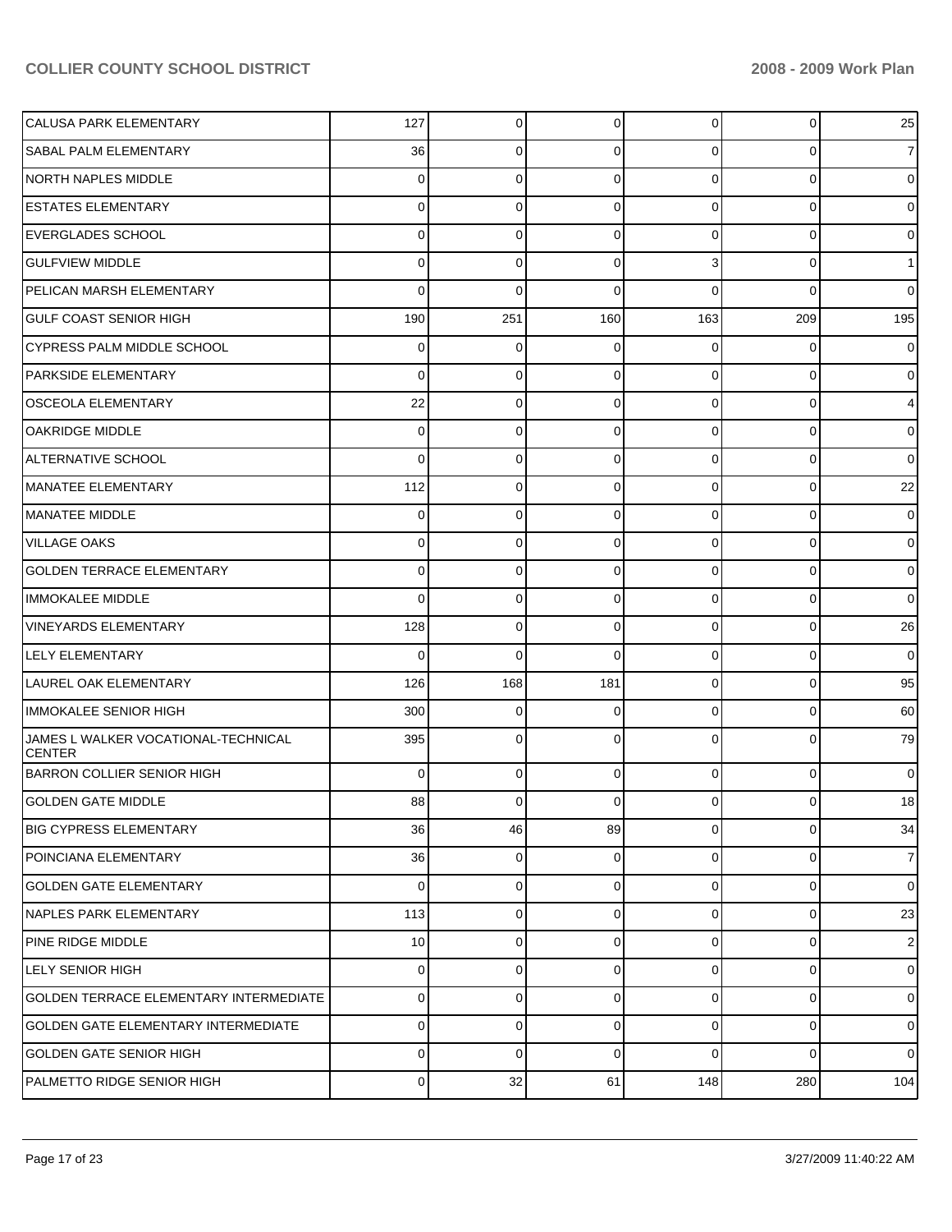| | | | | | | |
|---|---|---|---|---|---|---|
| CALUSA PARK ELEMENTARY | 127 | 0 | 0 | 0 | 0 | 25 |
| SABAL PALM ELEMENTARY | 36 | 0 | 0 | 0 | 0 | 7 |
| NORTH NAPLES MIDDLE | 0 | 0 | 0 | 0 | 0 | 0 |
| ESTATES ELEMENTARY | 0 | 0 | 0 | 0 | 0 | 0 |
| EVERGLADES SCHOOL | 0 | 0 | 0 | 0 | 0 | 0 |
| GULFVIEW MIDDLE | 0 | 0 | 0 | 3 | 0 | 1 |
| PELICAN MARSH ELEMENTARY | 0 | 0 | 0 | 0 | 0 | 0 |
| GULF COAST SENIOR HIGH | 190 | 251 | 160 | 163 | 209 | 195 |
| CYPRESS PALM MIDDLE SCHOOL | 0 | 0 | 0 | 0 | 0 | 0 |
| PARKSIDE ELEMENTARY | 0 | 0 | 0 | 0 | 0 | 0 |
| OSCEOLA ELEMENTARY | 22 | 0 | 0 | 0 | 0 | 4 |
| OAKRIDGE MIDDLE | 0 | 0 | 0 | 0 | 0 | 0 |
| ALTERNATIVE SCHOOL | 0 | 0 | 0 | 0 | 0 | 0 |
| MANATEE ELEMENTARY | 112 | 0 | 0 | 0 | 0 | 22 |
| MANATEE MIDDLE | 0 | 0 | 0 | 0 | 0 | 0 |
| VILLAGE OAKS | 0 | 0 | 0 | 0 | 0 | 0 |
| GOLDEN TERRACE ELEMENTARY | 0 | 0 | 0 | 0 | 0 | 0 |
| IMMOKALEE MIDDLE | 0 | 0 | 0 | 0 | 0 | 0 |
| VINEYARDS ELEMENTARY | 128 | 0 | 0 | 0 | 0 | 26 |
| LELY ELEMENTARY | 0 | 0 | 0 | 0 | 0 | 0 |
| LAUREL OAK ELEMENTARY | 126 | 168 | 181 | 0 | 0 | 95 |
| IMMOKALEE SENIOR HIGH | 300 | 0 | 0 | 0 | 0 | 60 |
| JAMES L WALKER VOCATIONAL-TECHNICAL CENTER | 395 | 0 | 0 | 0 | 0 | 79 |
| BARRON COLLIER SENIOR HIGH | 0 | 0 | 0 | 0 | 0 | 0 |
| GOLDEN GATE MIDDLE | 88 | 0 | 0 | 0 | 0 | 18 |
| BIG CYPRESS ELEMENTARY | 36 | 46 | 89 | 0 | 0 | 34 |
| POINCIANA ELEMENTARY | 36 | 0 | 0 | 0 | 0 | 7 |
| GOLDEN GATE ELEMENTARY | 0 | 0 | 0 | 0 | 0 | 0 |
| NAPLES PARK ELEMENTARY | 113 | 0 | 0 | 0 | 0 | 23 |
| PINE RIDGE MIDDLE | 10 | 0 | 0 | 0 | 0 | 2 |
| LELY SENIOR HIGH | 0 | 0 | 0 | 0 | 0 | 0 |
| GOLDEN TERRACE ELEMENTARY INTERMEDIATE | 0 | 0 | 0 | 0 | 0 | 0 |
| GOLDEN GATE ELEMENTARY INTERMEDIATE | 0 | 0 | 0 | 0 | 0 | 0 |
| GOLDEN GATE SENIOR HIGH | 0 | 0 | 0 | 0 | 0 | 0 |
| PALMETTO RIDGE SENIOR HIGH | 0 | 32 | 61 | 148 | 280 | 104 |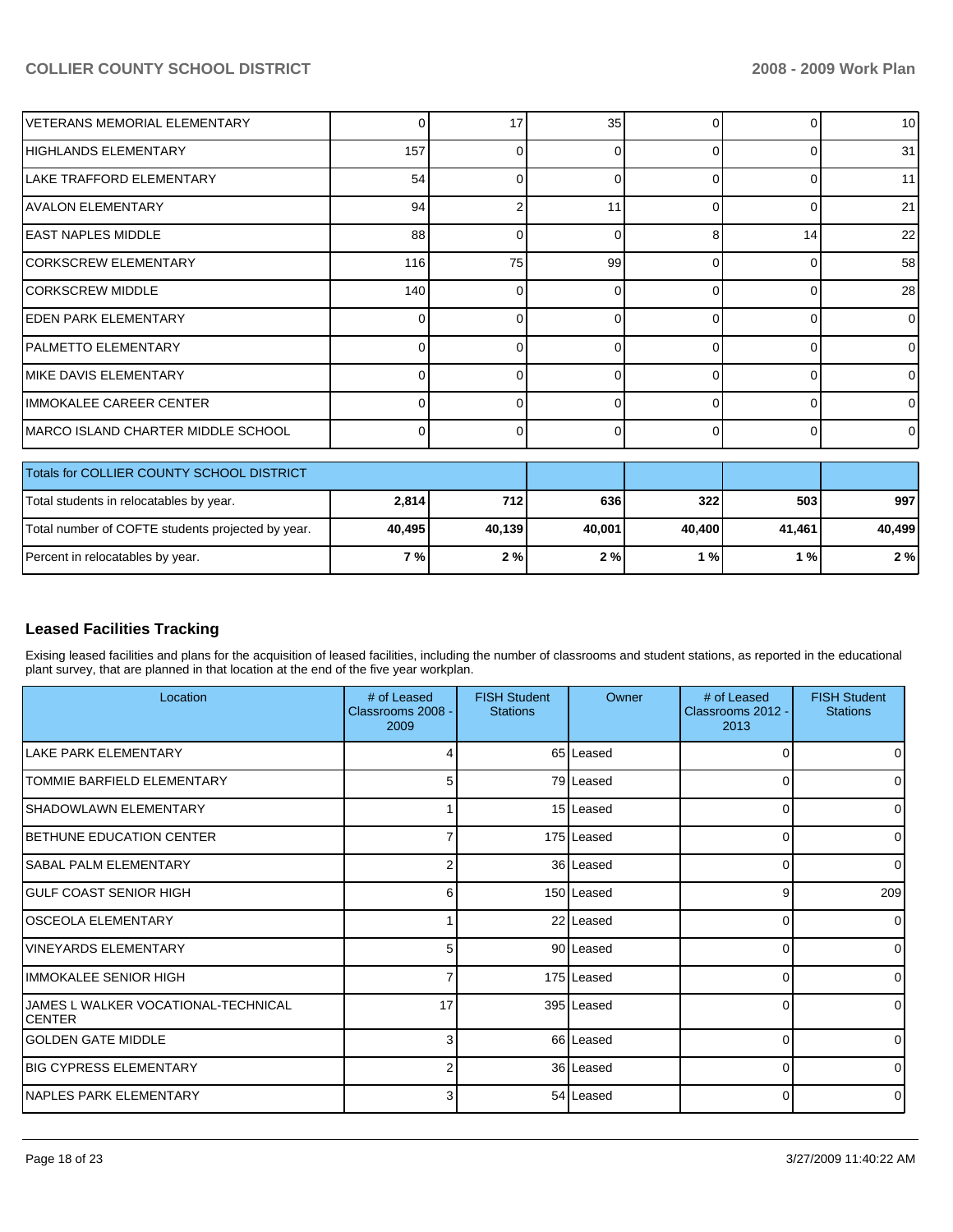| | | | | | | |
|---|---|---|---|---|---|---|
| VETERANS MEMORIAL ELEMENTARY | 0 | 17 | 35 | 0 | 0 | 10 |
| HIGHLANDS ELEMENTARY | 157 | 0 | 0 | 0 | 0 | 31 |
| LAKE TRAFFORD ELEMENTARY | 54 | 0 | 0 | 0 | 0 | 11 |
| AVALON ELEMENTARY | 94 | 2 | 11 | 0 | 0 | 21 |
| EAST NAPLES MIDDLE | 88 | 0 | 0 | 8 | 14 | 22 |
| CORKSCREW ELEMENTARY | 116 | 75 | 99 | 0 | 0 | 58 |
| CORKSCREW MIDDLE | 140 | 0 | 0 | 0 | 0 | 28 |
| EDEN PARK ELEMENTARY | 0 | 0 | 0 | 0 | 0 | 0 |
| PALMETTO ELEMENTARY | 0 | 0 | 0 | 0 | 0 | 0 |
| MIKE DAVIS ELEMENTARY | 0 | 0 | 0 | 0 | 0 | 0 |
| IMMOKALEE CAREER CENTER | 0 | 0 | 0 | 0 | 0 | 0 |
| MARCO ISLAND CHARTER MIDDLE SCHOOL | 0 | 0 | 0 | 0 | 0 | 0 |

| Totals for COLLIER COUNTY SCHOOL DISTRICT | | | | | | |
|---|---|---|---|---|---|---|
| Total students in relocatables by year. | **2,814** | **712** | **636** | **322** | **503** | **997** |
| Total number of COFTE students projected by year. | **40,495** | **40,139** | **40,001** | **40,400** | **41,461** | **40,499** |
| Percent in relocatables by year. | **7 %** | **2 %** | **2 %** | **1 %** | **1 %** | **2 %** |

## Leased Facilities Tracking

Exising leased facilities and plans for the acquisition of leased facilities, including the number of classrooms and student stations, as reported in the educational plant survey, that are planned in that location at the end of the five year workplan.

| Location | # of Leased Classrooms 2008 - 2009 | FISH Student Stations | Owner | # of Leased Classrooms 2012 - 2013 | FISH Student Stations |
|---|---|---|---|---|---|
| LAKE PARK ELEMENTARY | 4 | 65 | Leased | 0 | 0 |
| TOMMIE BARFIELD ELEMENTARY | 5 | 79 | Leased | 0 | 0 |
| SHADOWLAWN ELEMENTARY | 1 | 15 | Leased | 0 | 0 |
| BETHUNE EDUCATION CENTER | 7 | 175 | Leased | 0 | 0 |
| SABAL PALM ELEMENTARY | 2 | 36 | Leased | 0 | 0 |
| GULF COAST SENIOR HIGH | 6 | 150 | Leased | 9 | 209 |
| OSCEOLA ELEMENTARY | 1 | 22 | Leased | 0 | 0 |
| VINEYARDS ELEMENTARY | 5 | 90 | Leased | 0 | 0 |
| IMMOKALEE SENIOR HIGH | 7 | 175 | Leased | 0 | 0 |
| JAMES L WALKER VOCATIONAL-TECHNICAL CENTER | 17 | 395 | Leased | 0 | 0 |
| GOLDEN GATE MIDDLE | 3 | 66 | Leased | 0 | 0 |
| BIG CYPRESS ELEMENTARY | 2 | 36 | Leased | 0 | 0 |
| NAPLES PARK ELEMENTARY | 3 | 54 | Leased | 0 | 0 |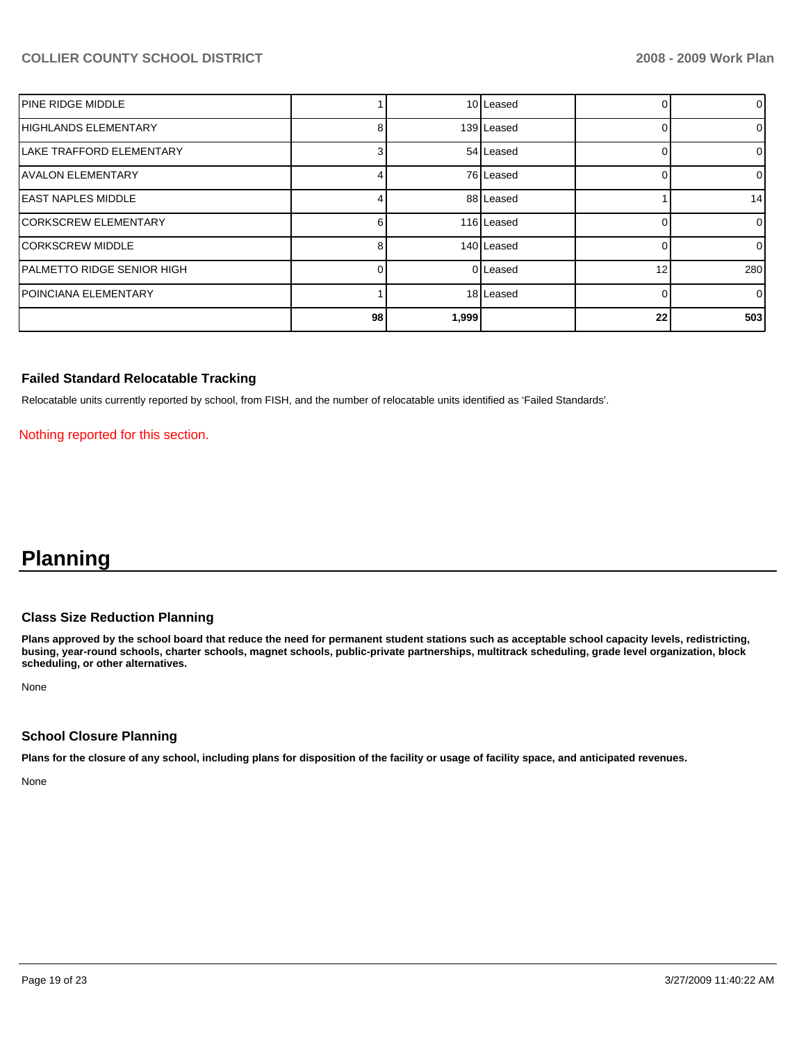| | | | | | |
|---|---|---|---|---|---|
| PINE RIDGE MIDDLE | 1 | 10 | Leased | 0 | 0 |
| HIGHLANDS ELEMENTARY | 8 | 139 | Leased | 0 | 0 |
| LAKE TRAFFORD ELEMENTARY | 3 | 54 | Leased | 0 | 0 |
| AVALON ELEMENTARY | 4 | 76 | Leased | 0 | 0 |
| EAST NAPLES MIDDLE | 4 | 88 | Leased | 1 | 14 |
| CORKSCREW ELEMENTARY | 6 | 116 | Leased | 0 | 0 |
| CORKSCREW MIDDLE | 8 | 140 | Leased | 0 | 0 |
| PALMETTO RIDGE SENIOR HIGH | 0 | 0 | Leased | 12 | 280 |
| POINCIANA ELEMENTARY | 1 | 18 | Leased | 0 | 0 |
| | 98 | 1,999 | | 22 | 503 |

### Failed Standard Relocatable Tracking

Relocatable units currently reported by school, from FISH, and the number of relocatable units identified as 'Failed Standards'.

Nothing reported for this section.

# Planning

### Class Size Reduction Planning

**Plans approved by the school board that reduce the need for permanent student stations such as acceptable school capacity levels, redistricting, busing, year-round schools, charter schools, magnet schools, public-private partnerships, multitrack scheduling, grade level organization, block scheduling, or other alternatives.**

None

### School Closure Planning

**Plans for the closure of any school, including plans for disposition of the facility or usage of facility space, and anticipated revenues.**

None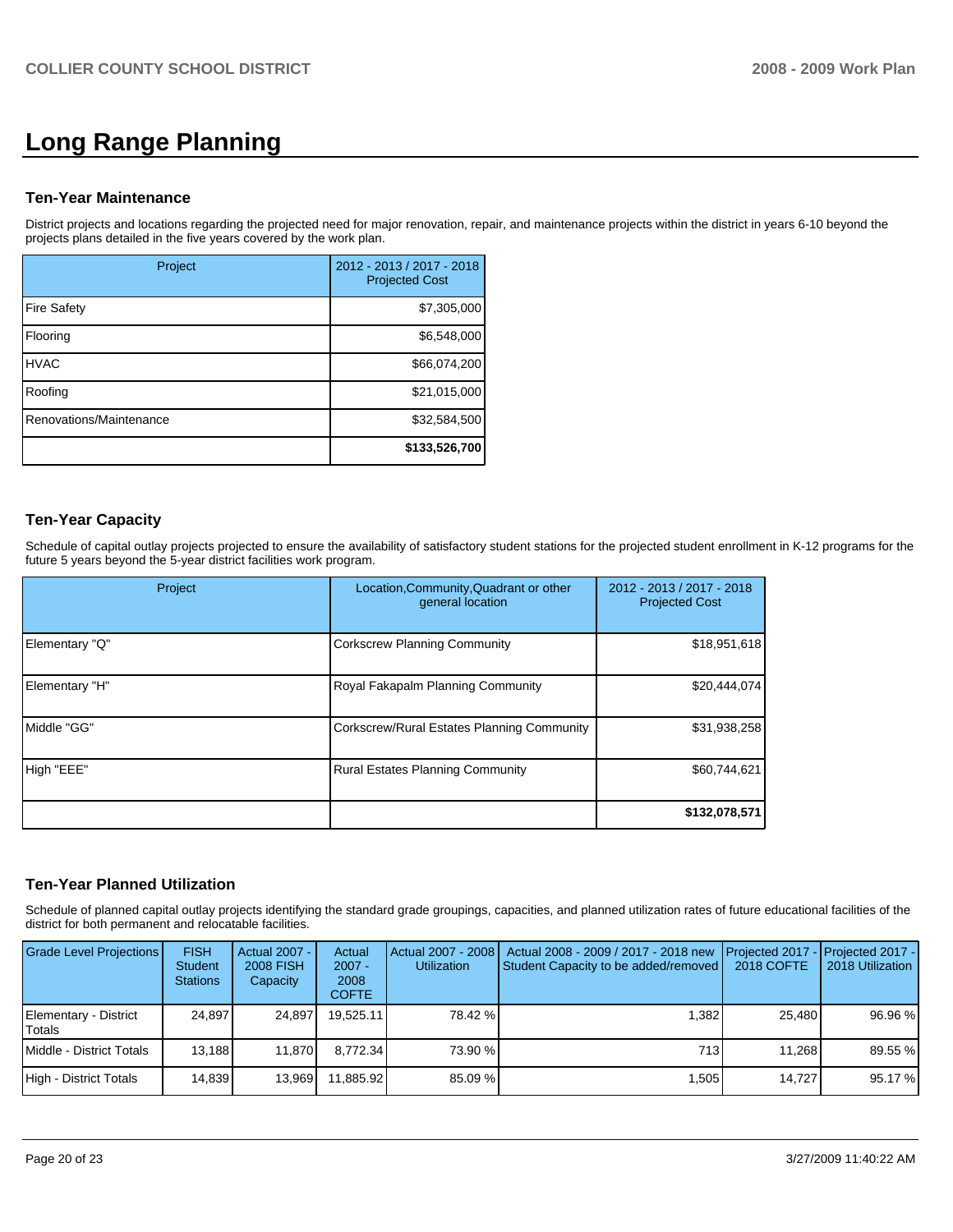# Long Range Planning

### Ten-Year Maintenance

District projects and locations regarding the projected need for major renovation, repair, and maintenance projects within the district in years 6-10 beyond the projects plans detailed in the five years covered by the work plan.

| Project | 2012 - 2013 / 2017 - 2018 Projected Cost |
|---|---|
| Fire Safety | $7,305,000 |
| Flooring | $6,548,000 |
| HVAC | $66,074,200 |
| Roofing | $21,015,000 |
| Renovations/Maintenance | $32,584,500 |
| | **$133,526,700** |

### Ten-Year Capacity

Schedule of capital outlay projects projected to ensure the availability of satisfactory student stations for the projected student enrollment in K-12 programs for the future 5 years beyond the 5-year district facilities work program.

| Project | Location,Community,Quadrant or other general location | 2012 - 2013 / 2017 - 2018 Projected Cost |
|---|---|---|
| Elementary "Q" | Corkscrew Planning Community | $18,951,618 |
| Elementary "H" | Royal Fakapalm Planning Community | $20,444,074 |
| Middle "GG" | Corkscrew/Rural Estates Planning Community | $31,938,258 |
| High "EEE" | Rural Estates Planning Community | $60,744,621 |
| | | **$132,078,571** |

### Ten-Year Planned Utilization

Schedule of planned capital outlay projects identifying the standard grade groupings, capacities, and planned utilization rates of future educational facilities of the district for both permanent and relocatable facilities.

| Grade Level Projections | FISH Student Stations | Actual 2007 - 2008 FISH Capacity | Actual 2007 - 2008 COFTE | Actual 2007 - 2008 Utilization | Actual 2008 - 2009 / 2017 - 2018 new Student Capacity to be added/removed | Projected 2017 - 2018 COFTE | Projected 2017 - 2018 Utilization |
|---|---|---|---|---|---|---|---|
| Elementary - District Totals | 24,897 | 24,897 | 19,525.11 | 78.42 % | 1,382 | 25,480 | 96.96 % |
| Middle - District Totals | 13,188 | 11,870 | 8,772.34 | 73.90 % | 713 | 11,268 | 89.55 % |
| High - District Totals | 14,839 | 13,969 | 11,885.92 | 85.09 % | 1,505 | 14,727 | 95.17 % |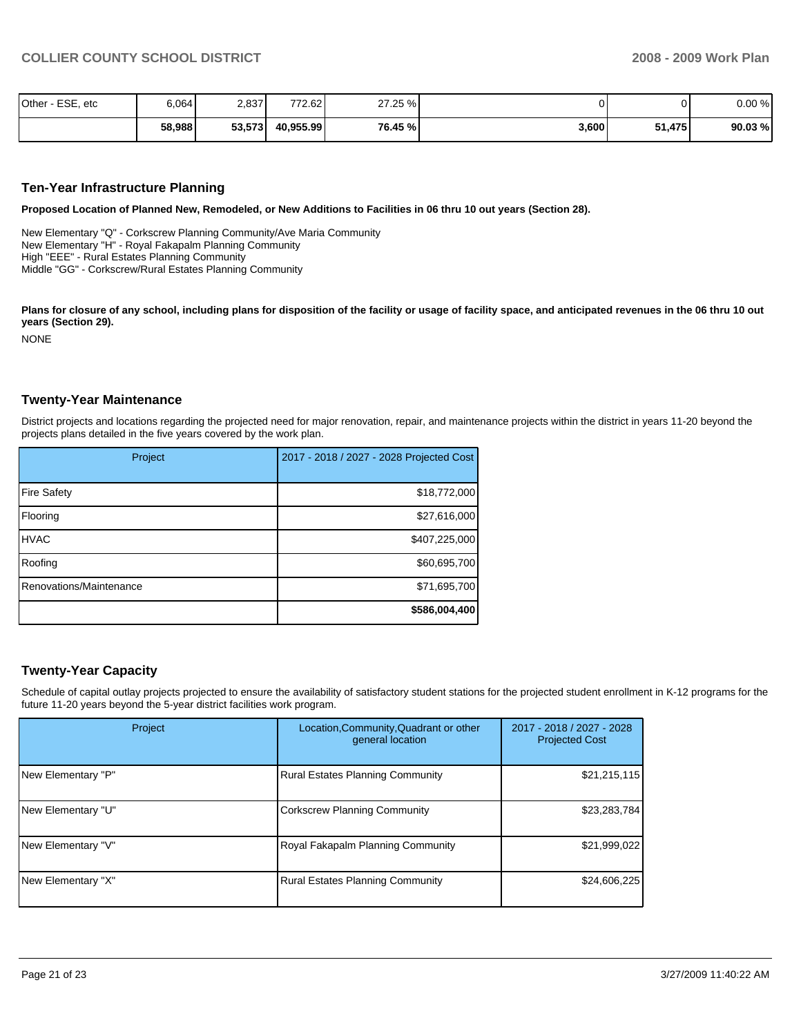| Other - ESE, etc | 6,064 | 2,837 | 772.62 | 27.25 % | 0 | 0 | 0.00 % |
|---|---|---|---|---|---|---|---|
| | **58,988** | **53,573** | **40,955.99** | **76.45 %** | **3,600** | **51,475** | **90.03 %** |

## Ten-Year Infrastructure Planning

**Proposed Location of Planned New, Remodeled, or New Additions to Facilities in 06 thru 10 out years (Section 28).**

New Elementary "Q" - Corkscrew Planning Community/Ave Maria Community
New Elementary "H" - Royal Fakapalm Planning Community
High "EEE" - Rural Estates Planning Community
Middle "GG" - Corkscrew/Rural Estates Planning Community

**Plans for closure of any school, including plans for disposition of the facility or usage of facility space, and anticipated revenues in the 06 thru 10 out years (Section 29).**

NONE

## Twenty-Year Maintenance

District projects and locations regarding the projected need for major renovation, repair, and maintenance projects within the district in years 11-20 beyond the projects plans detailed in the five years covered by the work plan.

| Project | 2017 - 2018 / 2027 - 2028 Projected Cost |
|---|---|
| Fire Safety | $18,772,000 |
| Flooring | $27,616,000 |
| HVAC | $407,225,000 |
| Roofing | $60,695,700 |
| Renovations/Maintenance | $71,695,700 |
| | **$586,004,400** |

## Twenty-Year Capacity

Schedule of capital outlay projects projected to ensure the availability of satisfactory student stations for the projected student enrollment in K-12 programs for the future 11-20 years beyond the 5-year district facilities work program.

| Project | Location,Community,Quadrant or other general location | 2017 - 2018 / 2027 - 2028 Projected Cost |
|---|---|---|
| New Elementary "P" | Rural Estates Planning Community | $21,215,115 |
| New Elementary "U" | Corkscrew Planning Community | $23,283,784 |
| New Elementary "V" | Royal Fakapalm Planning Community | $21,999,022 |
| New Elementary "X" | Rural Estates Planning Community | $24,606,225 |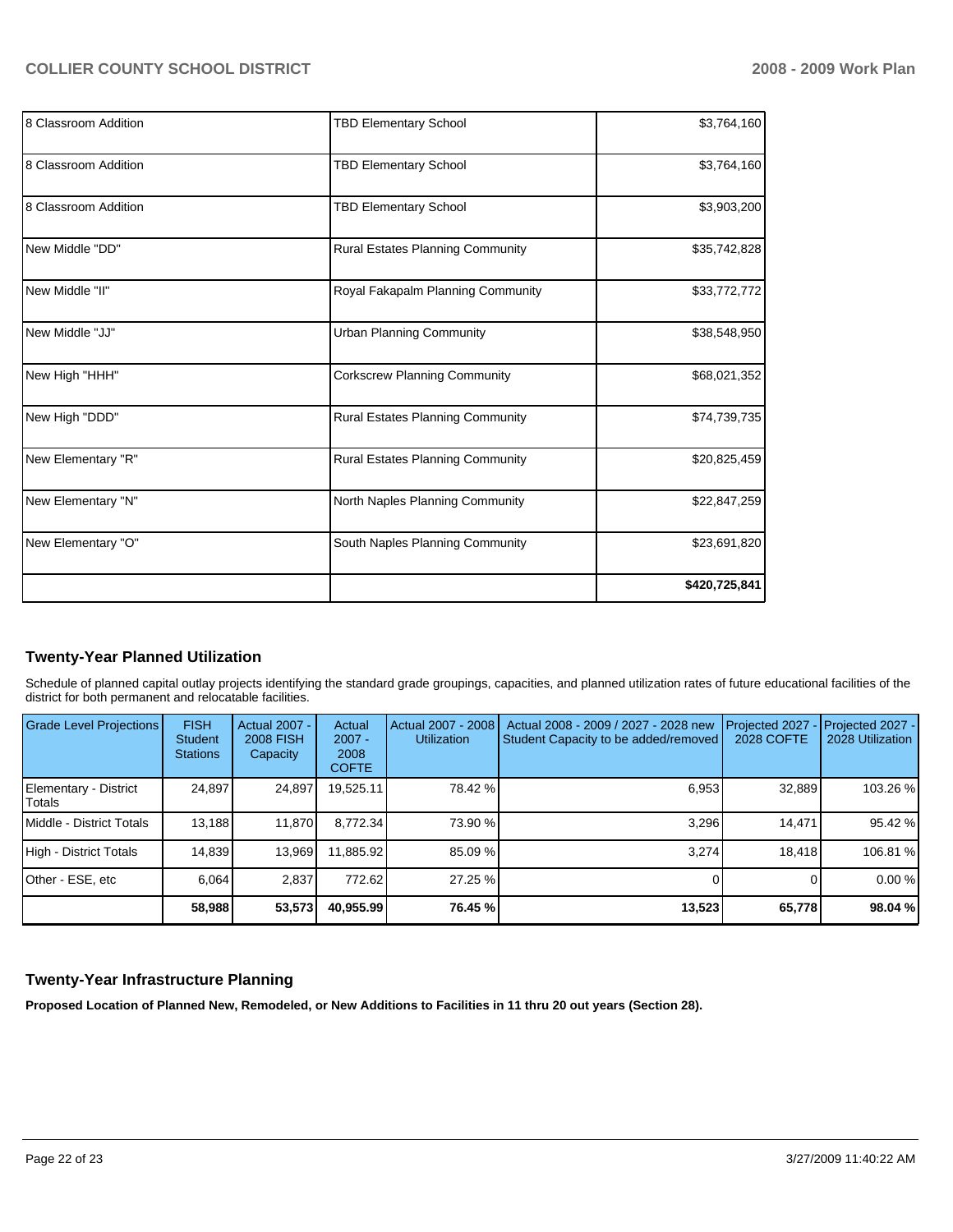| | | |
|---|---|---|
| 8 Classroom Addition | TBD Elementary School | $3,764,160 |
| 8 Classroom Addition | TBD Elementary School | $3,764,160 |
| 8 Classroom Addition | TBD Elementary School | $3,903,200 |
| New Middle "DD" | Rural Estates Planning Community | $35,742,828 |
| New Middle "II" | Royal Fakapalm Planning Community | $33,772,772 |
| New Middle "JJ" | Urban Planning Community | $38,548,950 |
| New High "HHH" | Corkscrew Planning Community | $68,021,352 |
| New High "DDD" | Rural Estates Planning Community | $74,739,735 |
| New Elementary "R" | Rural Estates Planning Community | $20,825,459 |
| New Elementary "N" | North Naples Planning Community | $22,847,259 |
| New Elementary "O" | South Naples Planning Community | $23,691,820 |
| | | **$420,725,841** |

## Twenty-Year Planned Utilization

Schedule of planned capital outlay projects identifying the standard grade groupings, capacities, and planned utilization rates of future educational facilities of the district for both permanent and relocatable facilities.

| Grade Level Projections | FISH Student Stations | Actual 2007 - 2008 FISH Capacity | Actual 2007 - 2008 COFTE | Actual 2007 - 2008 Utilization | Actual 2008 - 2009 / 2027 - 2028 new Student Capacity to be added/removed | Projected 2027 - 2028 COFTE | Projected 2027 - 2028 Utilization |
|---|---|---|---|---|---|---|---|
| Elementary - District Totals | 24,897 | 24,897 | 19,525.11 | 78.42 % | 6,953 | 32,889 | 103.26 % |
| Middle - District Totals | 13,188 | 11,870 | 8,772.34 | 73.90 % | 3,296 | 14,471 | 95.42 % |
| High - District Totals | 14,839 | 13,969 | 11,885.92 | 85.09 % | 3,274 | 18,418 | 106.81 % |
| Other - ESE, etc | 6,064 | 2,837 | 772.62 | 27.25 % | 0 | 0 | 0.00 % |
| | **58,988** | **53,573** | **40,955.99** | **76.45 %** | **13,523** | **65,778** | **98.04 %** |

## Twenty-Year Infrastructure Planning

**Proposed Location of Planned New, Remodeled, or New Additions to Facilities in 11 thru 20 out years (Section 28).**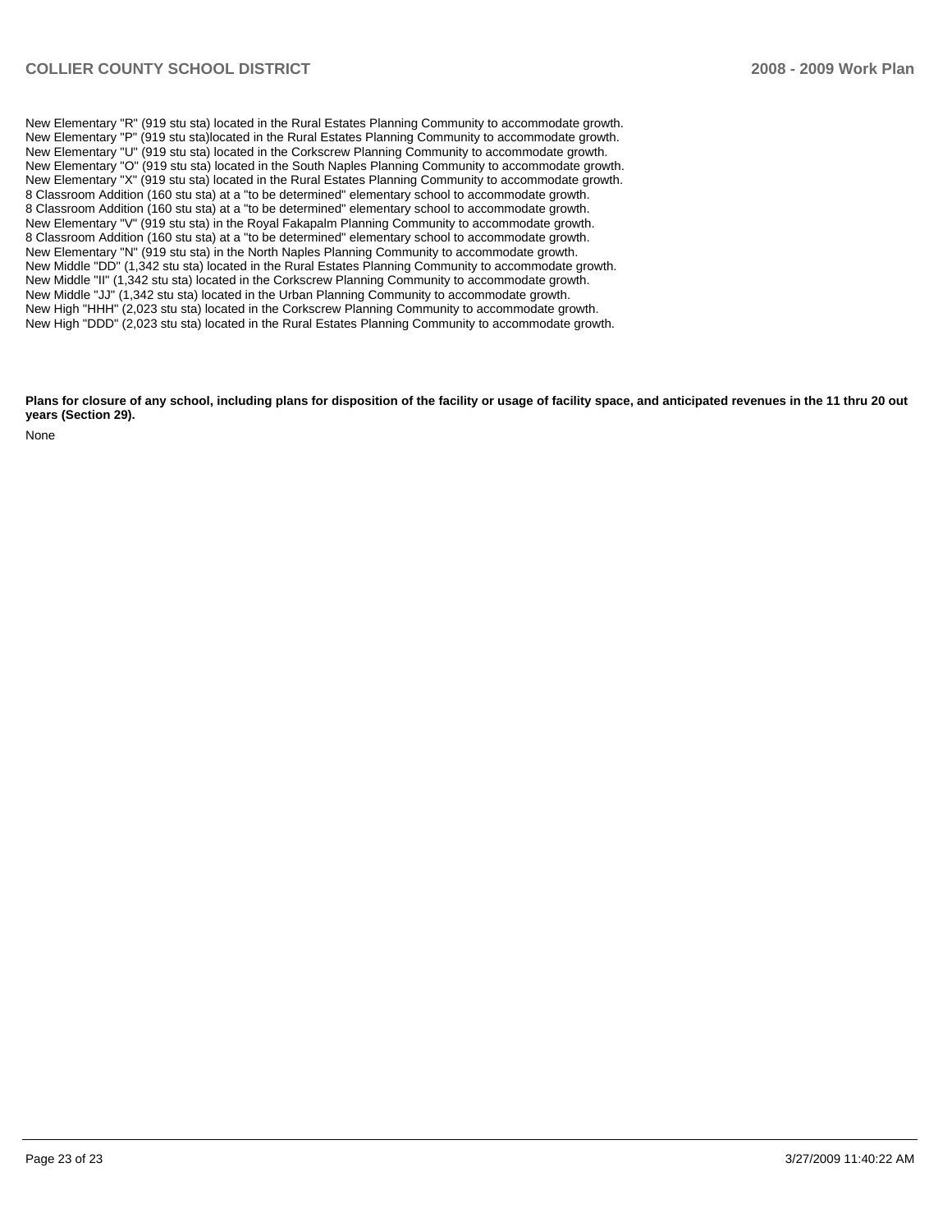New Elementary "R" (919 stu sta) located in the Rural Estates Planning Community to accommodate growth.
New Elementary "P" (919 stu sta)located in the Rural Estates Planning Community to accommodate growth.
New Elementary "U" (919 stu sta) located in the Corkscrew Planning Community to accommodate growth.
New Elementary "O" (919 stu sta) located in the South Naples Planning Community to accommodate growth.
New Elementary "X" (919 stu sta) located in the Rural Estates Planning Community to accommodate growth.
8 Classroom Addition (160 stu sta) at a "to be determined" elementary school to accommodate growth.
8 Classroom Addition (160 stu sta) at a "to be determined" elementary school to accommodate growth.
New Elementary "V" (919 stu sta) in the Royal Fakapalm Planning Community to accommodate growth.
8 Classroom Addition (160 stu sta) at a "to be determined" elementary school to accommodate growth.
New Elementary "N" (919 stu sta) in the North Naples Planning Community to accommodate growth.
New Middle "DD" (1,342 stu sta) located in the Rural Estates Planning Community to accommodate growth.
New Middle "II" (1,342 stu sta) located in the Corkscrew Planning Community to accommodate growth.
New Middle "JJ" (1,342 stu sta) located in the Urban Planning Community to accommodate growth.
New High "HHH" (2,023 stu sta) located in the Corkscrew Planning Community to accommodate growth.
New High "DDD" (2,023 stu sta) located in the Rural Estates Planning Community to accommodate growth.

**Plans for closure of any school, including plans for disposition of the facility or usage of facility space, and anticipated revenues in the 11 thru 20 out years (Section 29).**

None